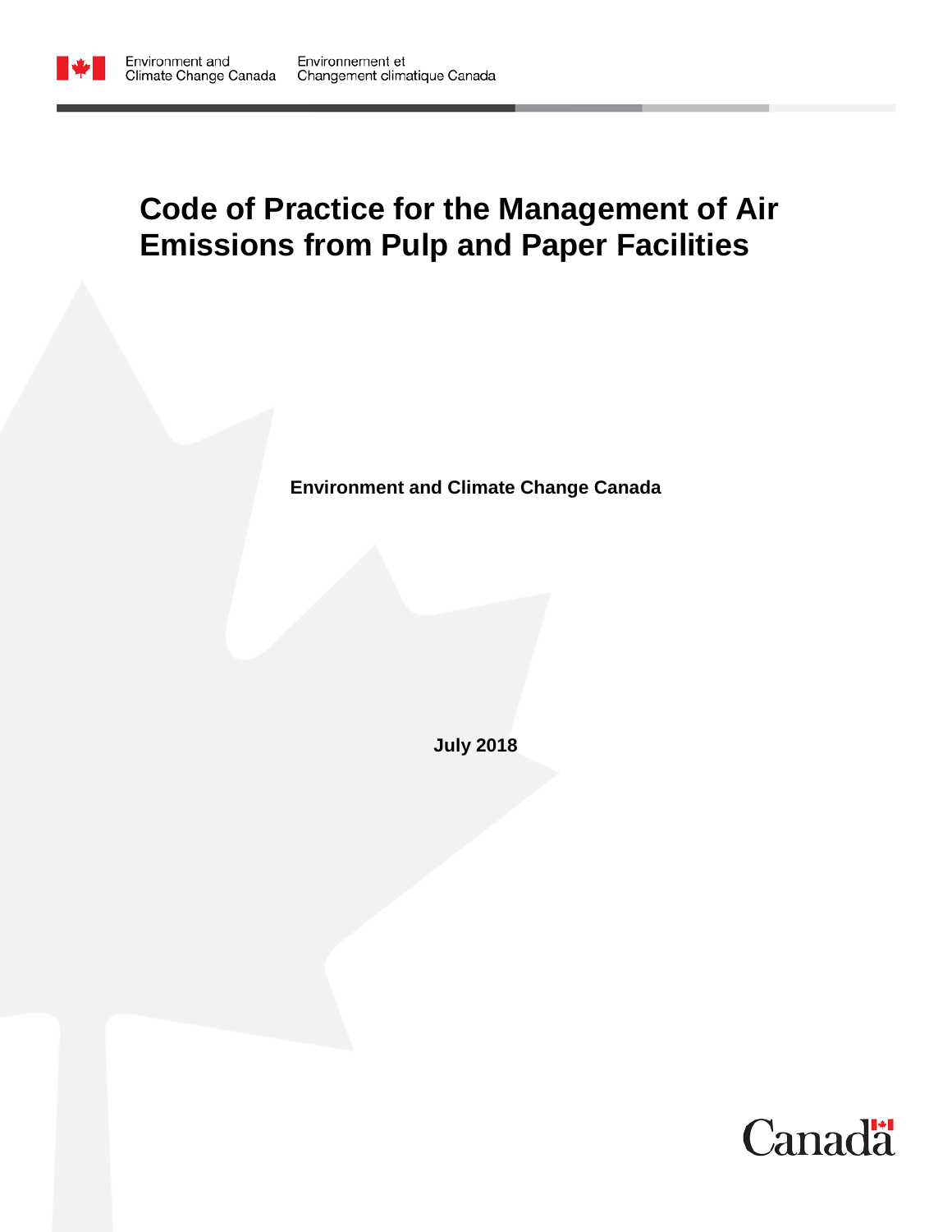Environment and Climate Change Canada | Environnement et Changement climatique Canada

# Code of Practice for the Management of Air Emissions from Pulp and Paper Facilities

**Environment and Climate Change Canada**

**July 2018**

Canada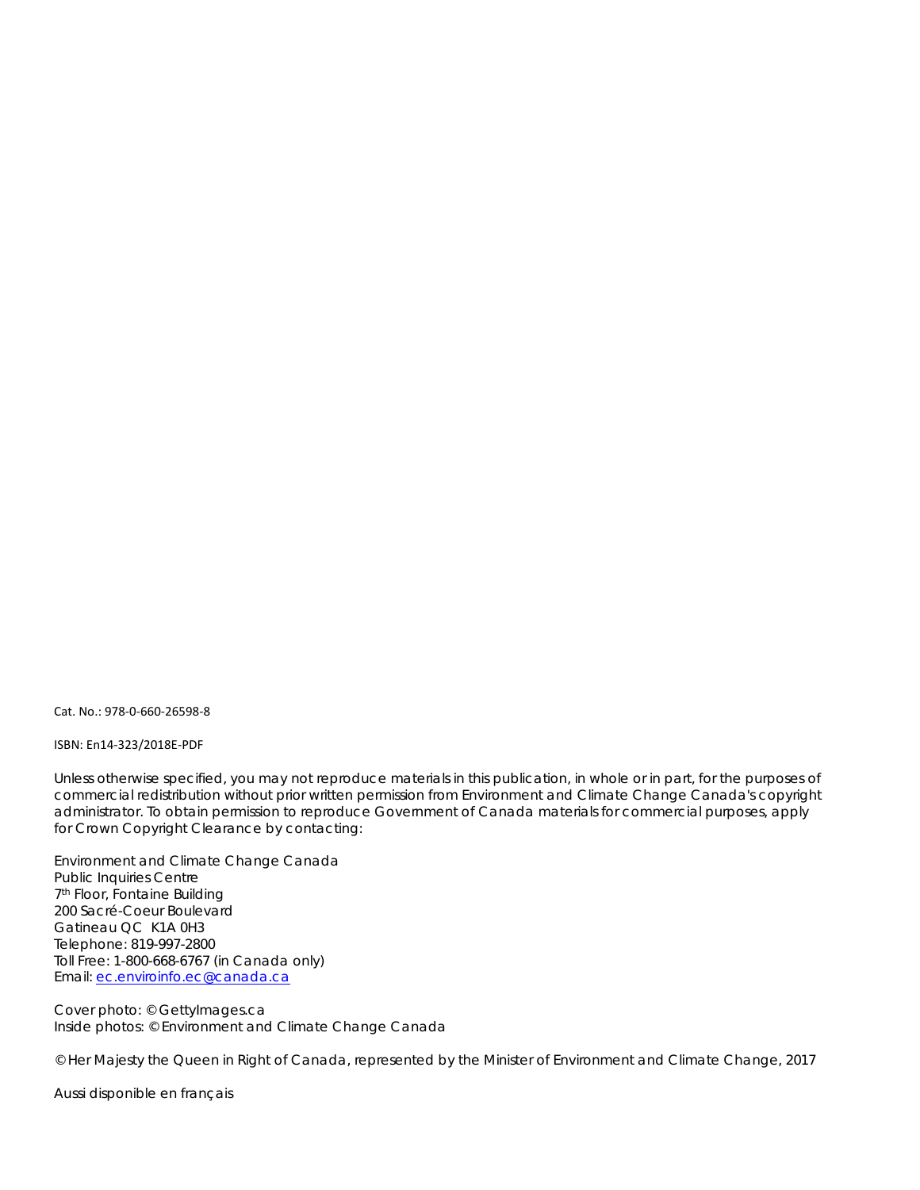Cat. No.: 978-0-660-26598-8

ISBN: En14-323/2018E-PDF

Unless otherwise specified, you may not reproduce materials in this publication, in whole or in part, for the purposes of commercial redistribution without prior written permission from Environment and Climate Change Canada's copyright administrator. To obtain permission to reproduce Government of Canada materials for commercial purposes, apply for Crown Copyright Clearance by contacting:

Environment and Climate Change Canada
Public Inquiries Centre
7th Floor, Fontaine Building
200 Sacré-Coeur Boulevard
Gatineau QC  K1A 0H3
Telephone: 819-997-2800
Toll Free: 1-800-668-6767 (in Canada only)
Email: ec.enviroinfo.ec@canada.ca

Cover photo: © GettyImages.ca
Inside photos: © Environment and Climate Change Canada

© Her Majesty the Queen in Right of Canada, represented by the Minister of Environment and Climate Change, 2017

Aussi disponible en français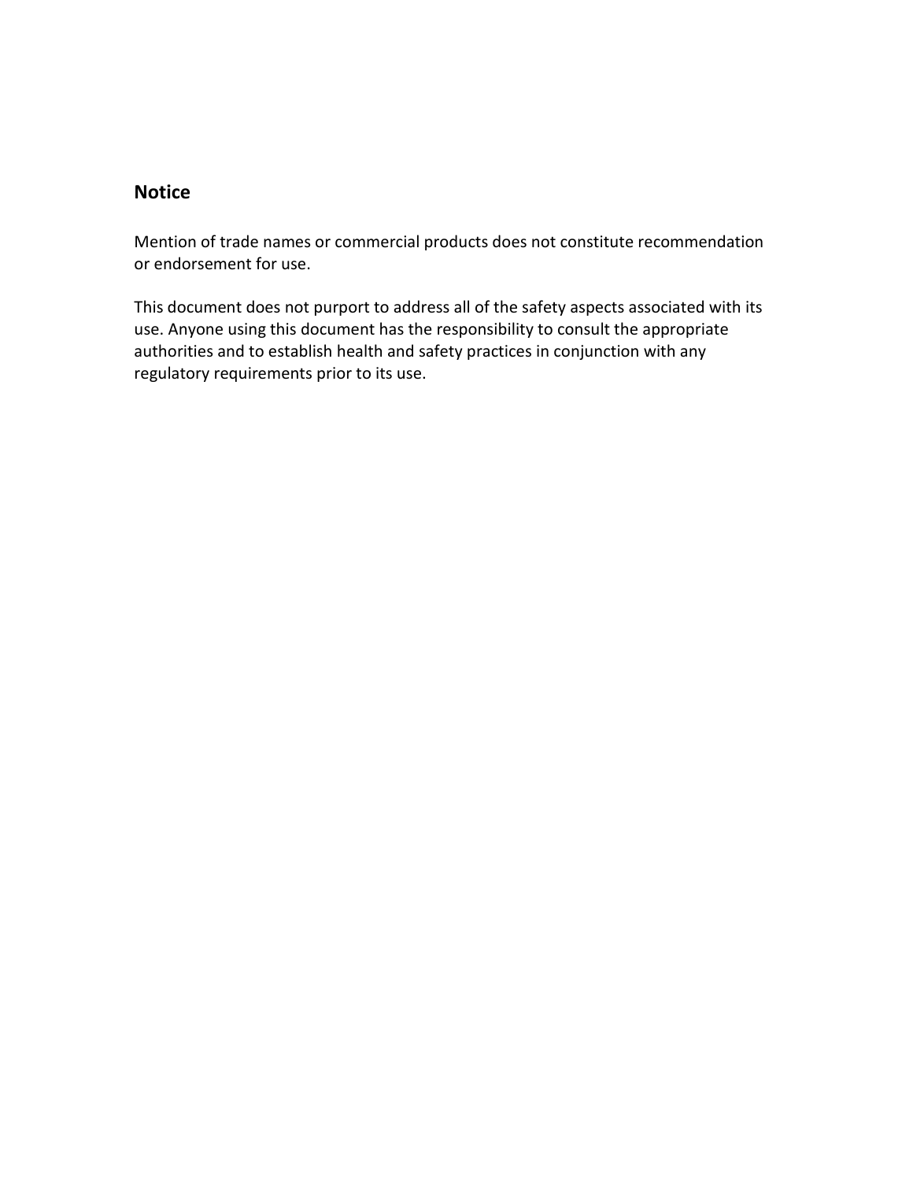## Notice

Mention of trade names or commercial products does not constitute recommendation or endorsement for use.

This document does not purport to address all of the safety aspects associated with its use. Anyone using this document has the responsibility to consult the appropriate authorities and to establish health and safety practices in conjunction with any regulatory requirements prior to its use.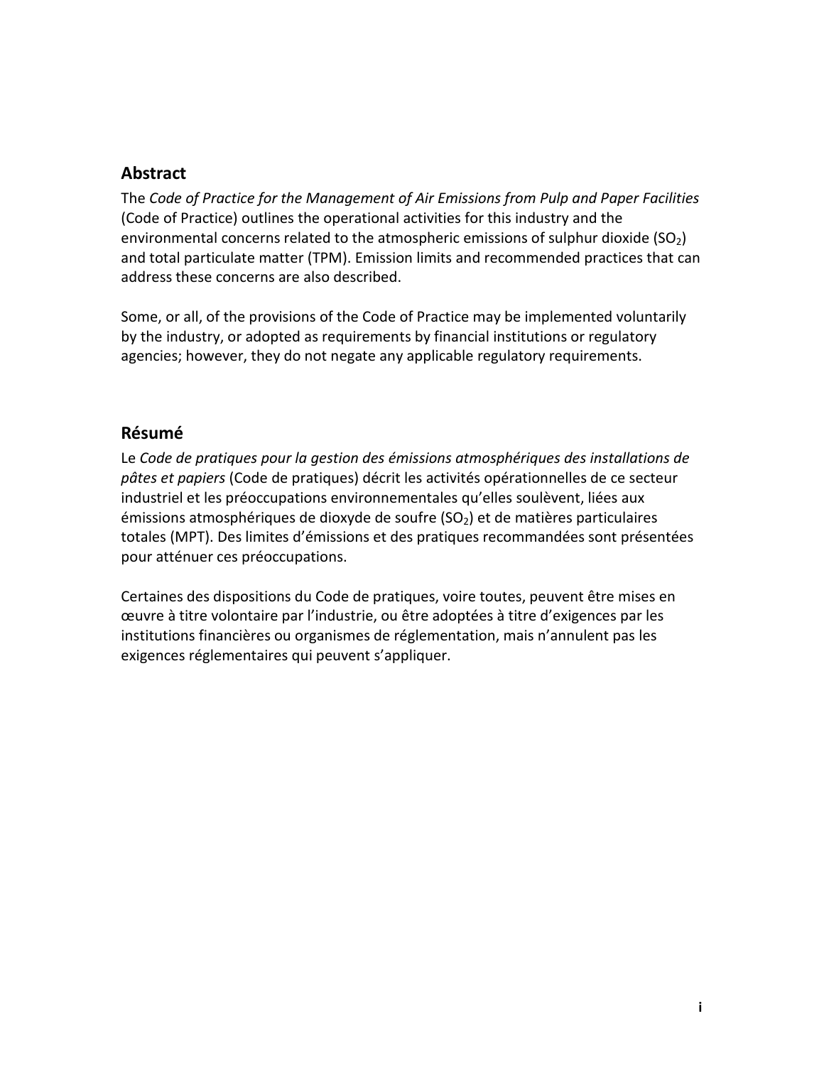## Abstract

The *Code of Practice for the Management of Air Emissions from Pulp and Paper Facilities* (Code of Practice) outlines the operational activities for this industry and the environmental concerns related to the atmospheric emissions of sulphur dioxide ($SO_2$) and total particulate matter (TPM). Emission limits and recommended practices that can address these concerns are also described.

Some, or all, of the provisions of the Code of Practice may be implemented voluntarily by the industry, or adopted as requirements by financial institutions or regulatory agencies; however, they do not negate any applicable regulatory requirements.

## Résumé

Le *Code de pratiques pour la gestion des émissions atmosphériques des installations de pâtes et papiers* (Code de pratiques) décrit les activités opérationnelles de ce secteur industriel et les préoccupations environnementales qu'elles soulèvent, liées aux émissions atmosphériques de dioxyde de soufre ($SO_2$) et de matières particulaires totales (MPT). Des limites d'émissions et des pratiques recommandées sont présentées pour atténuer ces préoccupations.

Certaines des dispositions du Code de pratiques, voire toutes, peuvent être mises en œuvre à titre volontaire par l'industrie, ou être adoptées à titre d'exigences par les institutions financières ou organismes de réglementation, mais n'annulent pas les exigences réglementaires qui peuvent s'appliquer.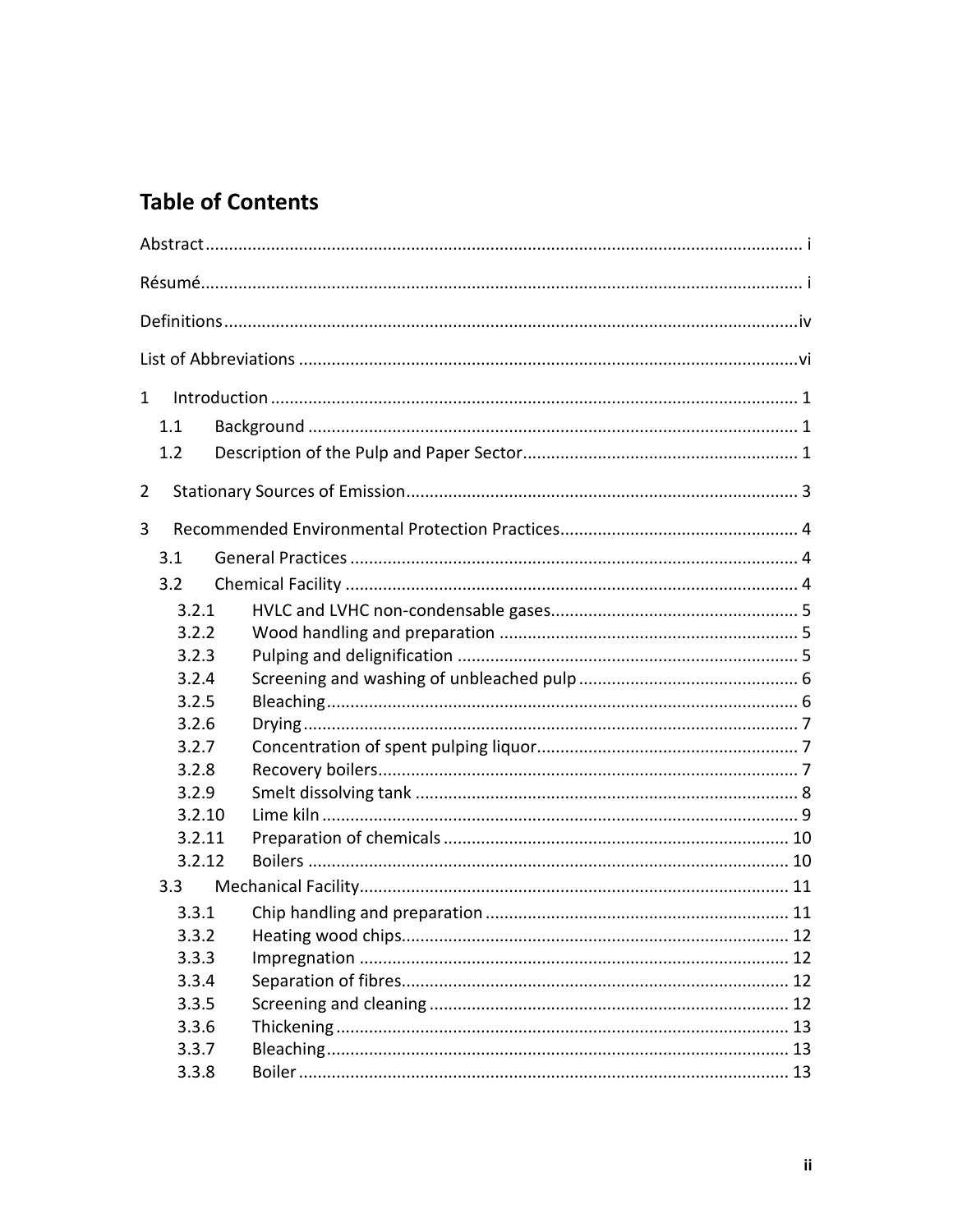# Table of Contents

Abstract ..... i

Résumé ..... i

Definitions ..... iv

List of Abbreviations ..... vi

1 Introduction ..... 1

- 1.1 Background ..... 1
- 1.2 Description of the Pulp and Paper Sector ..... 1

2 Stationary Sources of Emission ..... 3

3 Recommended Environmental Protection Practices ..... 4

- 3.1 General Practices ..... 4
- 3.2 Chemical Facility ..... 4
  - 3.2.1 HVLC and LVHC non-condensable gases ..... 5
  - 3.2.2 Wood handling and preparation ..... 5
  - 3.2.3 Pulping and delignification ..... 5
  - 3.2.4 Screening and washing of unbleached pulp ..... 6
  - 3.2.5 Bleaching ..... 6
  - 3.2.6 Drying ..... 7
  - 3.2.7 Concentration of spent pulping liquor ..... 7
  - 3.2.8 Recovery boilers ..... 7
  - 3.2.9 Smelt dissolving tank ..... 8
  - 3.2.10 Lime kiln ..... 9
  - 3.2.11 Preparation of chemicals ..... 10
  - 3.2.12 Boilers ..... 10
- 3.3 Mechanical Facility ..... 11
  - 3.3.1 Chip handling and preparation ..... 11
  - 3.3.2 Heating wood chips ..... 12
  - 3.3.3 Impregnation ..... 12
  - 3.3.4 Separation of fibres ..... 12
  - 3.3.5 Screening and cleaning ..... 12
  - 3.3.6 Thickening ..... 13
  - 3.3.7 Bleaching ..... 13
  - 3.3.8 Boiler ..... 13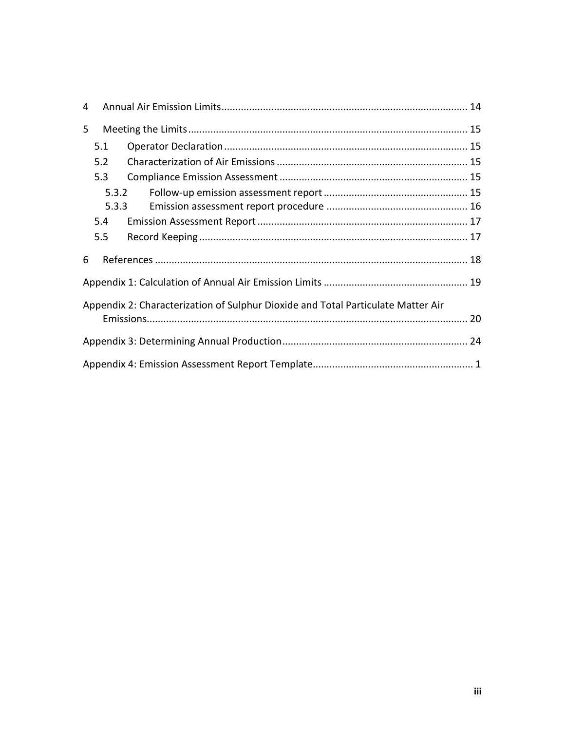4 Annual Air Emission Limits ........................................................................................ 14

5 Meeting the Limits ................................................................................................... 15

- 5.1 Operator Declaration ...................................................................................... 15
- 5.2 Characterization of Air Emissions .................................................................... 15
- 5.3 Compliance Emission Assessment ................................................................... 15
  - 5.3.2 Follow-up emission assessment report ................................................... 15
  - 5.3.3 Emission assessment report procedure .................................................. 16
- 5.4 Emission Assessment Report ........................................................................... 17
- 5.5 Record Keeping ............................................................................................... 17

6 References ................................................................................................................ 18

Appendix 1: Calculation of Annual Air Emission Limits .................................................... 19

Appendix 2: Characterization of Sulphur Dioxide and Total Particulate Matter Air Emissions.................................................................................................................. 20

Appendix 3: Determining Annual Production .................................................................. 24

Appendix 4: Emission Assessment Report Template......................................................... 1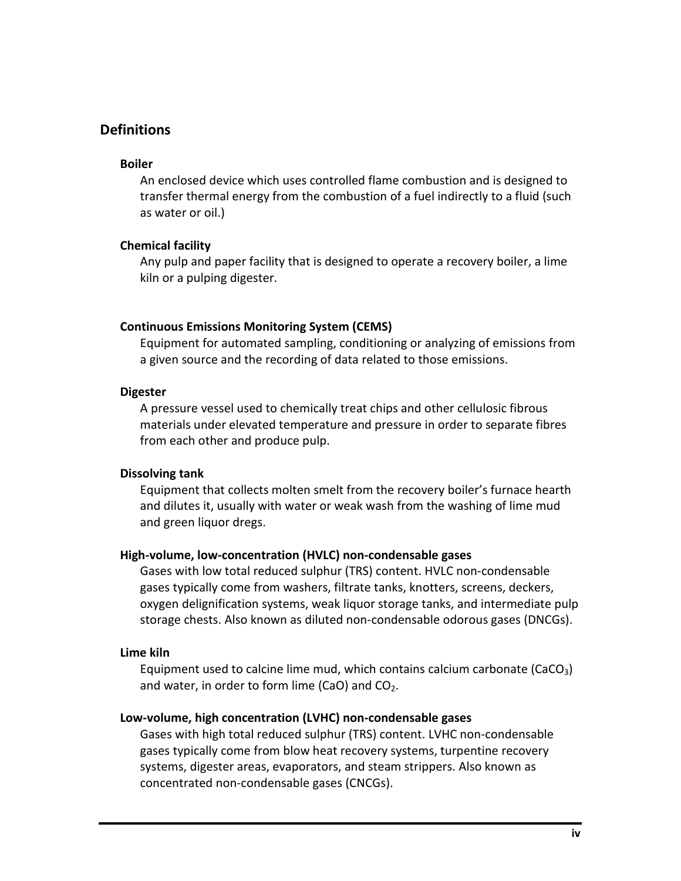## Definitions

### Boiler

An enclosed device which uses controlled flame combustion and is designed to transfer thermal energy from the combustion of a fuel indirectly to a fluid (such as water or oil.)

### Chemical facility

Any pulp and paper facility that is designed to operate a recovery boiler, a lime kiln or a pulping digester.

### Continuous Emissions Monitoring System (CEMS)

Equipment for automated sampling, conditioning or analyzing of emissions from a given source and the recording of data related to those emissions.

### Digester

A pressure vessel used to chemically treat chips and other cellulosic fibrous materials under elevated temperature and pressure in order to separate fibres from each other and produce pulp.

### Dissolving tank

Equipment that collects molten smelt from the recovery boiler's furnace hearth and dilutes it, usually with water or weak wash from the washing of lime mud and green liquor dregs.

### High-volume, low-concentration (HVLC) non-condensable gases

Gases with low total reduced sulphur (TRS) content. HVLC non-condensable gases typically come from washers, filtrate tanks, knotters, screens, deckers, oxygen delignification systems, weak liquor storage tanks, and intermediate pulp storage chests. Also known as diluted non-condensable odorous gases (DNCGs).

### Lime kiln

Equipment used to calcine lime mud, which contains calcium carbonate ($CaCO_3$) and water, in order to form lime (CaO) and $CO_2$.

### Low-volume, high concentration (LVHC) non-condensable gases

Gases with high total reduced sulphur (TRS) content. LVHC non-condensable gases typically come from blow heat recovery systems, turpentine recovery systems, digester areas, evaporators, and steam strippers. Also known as concentrated non-condensable gases (CNCGs).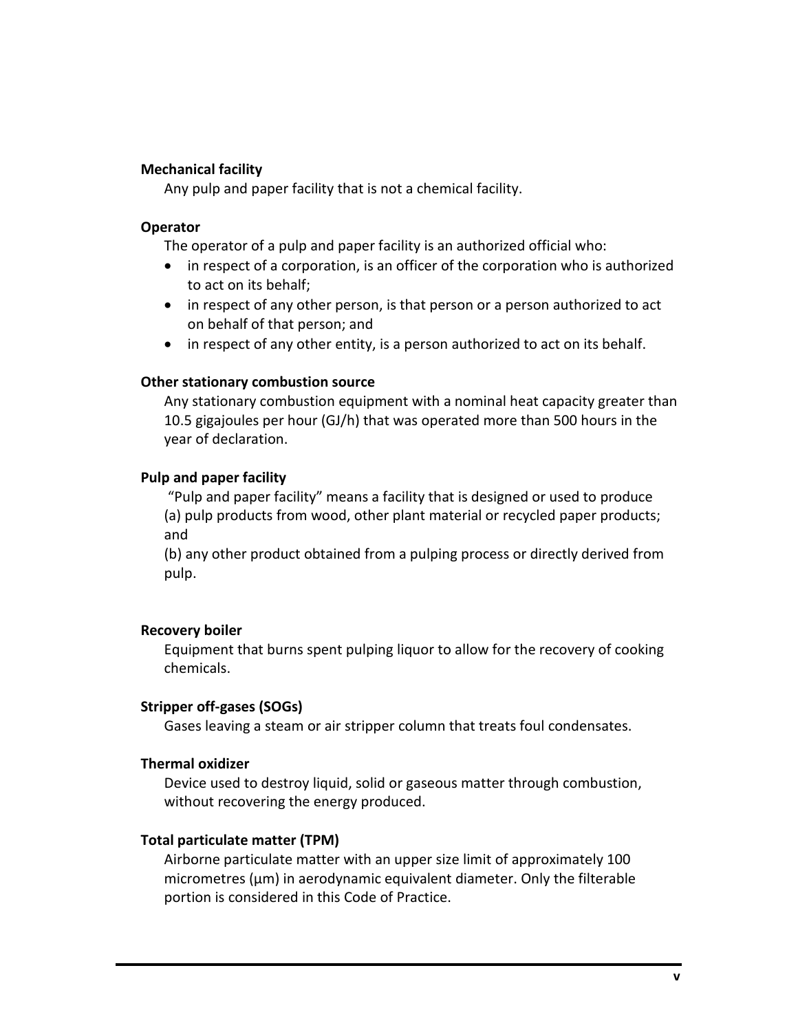**Mechanical facility**

Any pulp and paper facility that is not a chemical facility.

**Operator**

The operator of a pulp and paper facility is an authorized official who:

- in respect of a corporation, is an officer of the corporation who is authorized to act on its behalf;
- in respect of any other person, is that person or a person authorized to act on behalf of that person; and
- in respect of any other entity, is a person authorized to act on its behalf.

**Other stationary combustion source**

Any stationary combustion equipment with a nominal heat capacity greater than 10.5 gigajoules per hour (GJ/h) that was operated more than 500 hours in the year of declaration.

**Pulp and paper facility**

"Pulp and paper facility" means a facility that is designed or used to produce
(a) pulp products from wood, other plant material or recycled paper products; and
(b) any other product obtained from a pulping process or directly derived from pulp.

**Recovery boiler**

Equipment that burns spent pulping liquor to allow for the recovery of cooking chemicals.

**Stripper off-gases (SOGs)**

Gases leaving a steam or air stripper column that treats foul condensates.

**Thermal oxidizer**

Device used to destroy liquid, solid or gaseous matter through combustion, without recovering the energy produced.

**Total particulate matter (TPM)**

Airborne particulate matter with an upper size limit of approximately 100 micrometres (µm) in aerodynamic equivalent diameter. Only the filterable portion is considered in this Code of Practice.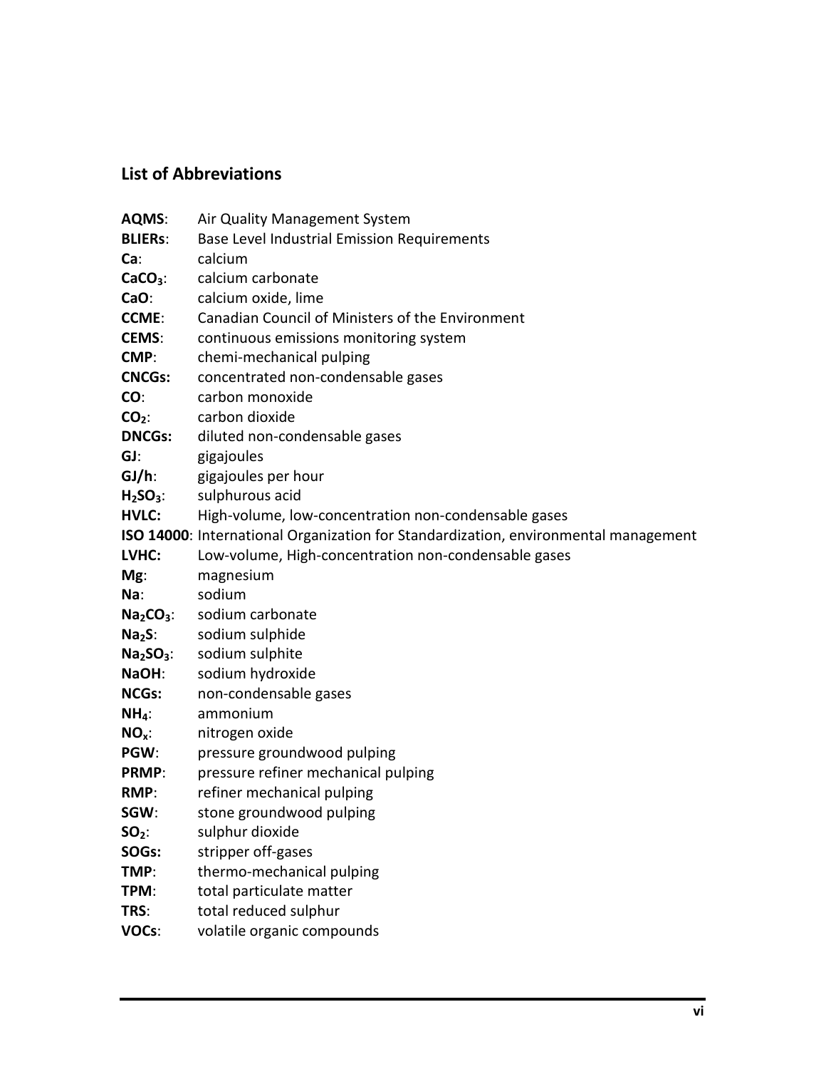## List of Abbreviations

**AQMS**: Air Quality Management System
**BLIERs**: Base Level Industrial Emission Requirements
**Ca**: calcium
**$CaCO_3$**: calcium carbonate
**CaO**: calcium oxide, lime
**CCME**: Canadian Council of Ministers of the Environment
**CEMS**: continuous emissions monitoring system
**CMP**: chemi-mechanical pulping
**CNCGs:** concentrated non-condensable gases
**CO**: carbon monoxide
**$CO_2$**: carbon dioxide
**DNCGs:** diluted non-condensable gases
**GJ**: gigajoules
**GJ/h**: gigajoules per hour
**$H_2SO_3$**: sulphurous acid
**HVLC:** High-volume, low-concentration non-condensable gases
**ISO 14000**: International Organization for Standardization, environmental management
**LVHC:** Low-volume, High-concentration non-condensable gases
**Mg**: magnesium
**Na**: sodium
**$Na_2CO_3$**: sodium carbonate
**$Na_2S$**: sodium sulphide
**$Na_2SO_3$**: sodium sulphite
**NaOH**: sodium hydroxide
**NCGs:** non-condensable gases
**$NH_4$**: ammonium
**$NO_x$**: nitrogen oxide
**PGW**: pressure groundwood pulping
**PRMP**: pressure refiner mechanical pulping
**RMP**: refiner mechanical pulping
**SGW**: stone groundwood pulping
**$SO_2$**: sulphur dioxide
**SOGs:** stripper off-gases
**TMP**: thermo-mechanical pulping
**TPM**: total particulate matter
**TRS**: total reduced sulphur
**VOCs**: volatile organic compounds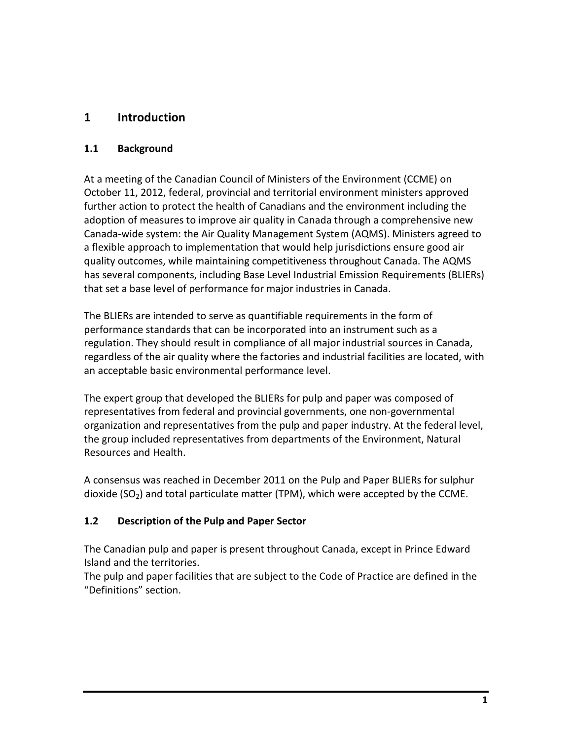# 1 Introduction

## 1.1 Background

At a meeting of the Canadian Council of Ministers of the Environment (CCME) on October 11, 2012, federal, provincial and territorial environment ministers approved further action to protect the health of Canadians and the environment including the adoption of measures to improve air quality in Canada through a comprehensive new Canada-wide system: the Air Quality Management System (AQMS). Ministers agreed to a flexible approach to implementation that would help jurisdictions ensure good air quality outcomes, while maintaining competitiveness throughout Canada. The AQMS has several components, including Base Level Industrial Emission Requirements (BLIERs) that set a base level of performance for major industries in Canada.

The BLIERs are intended to serve as quantifiable requirements in the form of performance standards that can be incorporated into an instrument such as a regulation. They should result in compliance of all major industrial sources in Canada, regardless of the air quality where the factories and industrial facilities are located, with an acceptable basic environmental performance level.

The expert group that developed the BLIERs for pulp and paper was composed of representatives from federal and provincial governments, one non-governmental organization and representatives from the pulp and paper industry. At the federal level, the group included representatives from departments of the Environment, Natural Resources and Health.

A consensus was reached in December 2011 on the Pulp and Paper BLIERs for sulphur dioxide ($SO_2$) and total particulate matter (TPM), which were accepted by the CCME.

## 1.2 Description of the Pulp and Paper Sector

The Canadian pulp and paper is present throughout Canada, except in Prince Edward Island and the territories.

The pulp and paper facilities that are subject to the Code of Practice are defined in the "Definitions" section.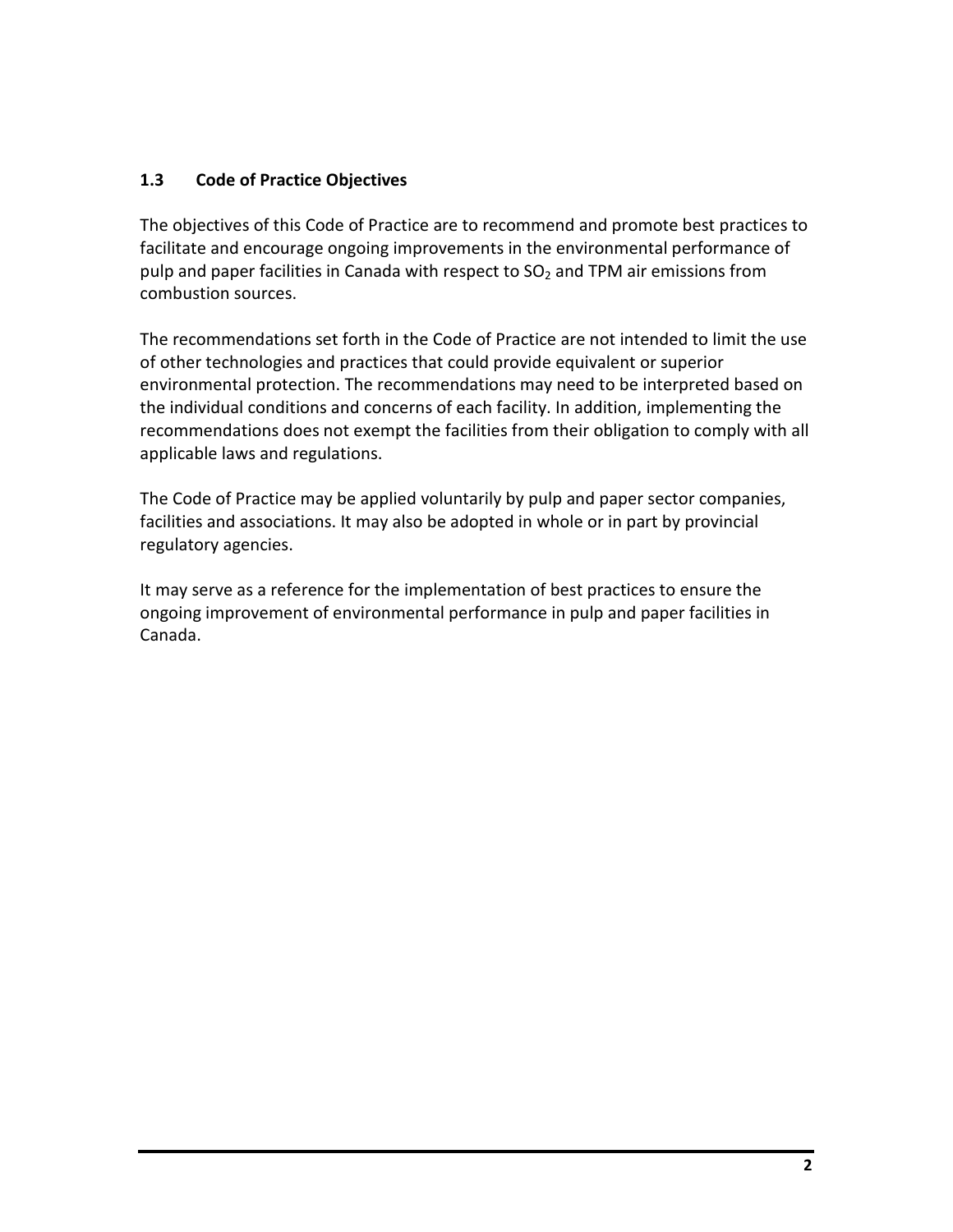### 1.3 Code of Practice Objectives

The objectives of this Code of Practice are to recommend and promote best practices to facilitate and encourage ongoing improvements in the environmental performance of pulp and paper facilities in Canada with respect to $SO_2$ and TPM air emissions from combustion sources.

The recommendations set forth in the Code of Practice are not intended to limit the use of other technologies and practices that could provide equivalent or superior environmental protection. The recommendations may need to be interpreted based on the individual conditions and concerns of each facility. In addition, implementing the recommendations does not exempt the facilities from their obligation to comply with all applicable laws and regulations.

The Code of Practice may be applied voluntarily by pulp and paper sector companies, facilities and associations. It may also be adopted in whole or in part by provincial regulatory agencies.

It may serve as a reference for the implementation of best practices to ensure the ongoing improvement of environmental performance in pulp and paper facilities in Canada.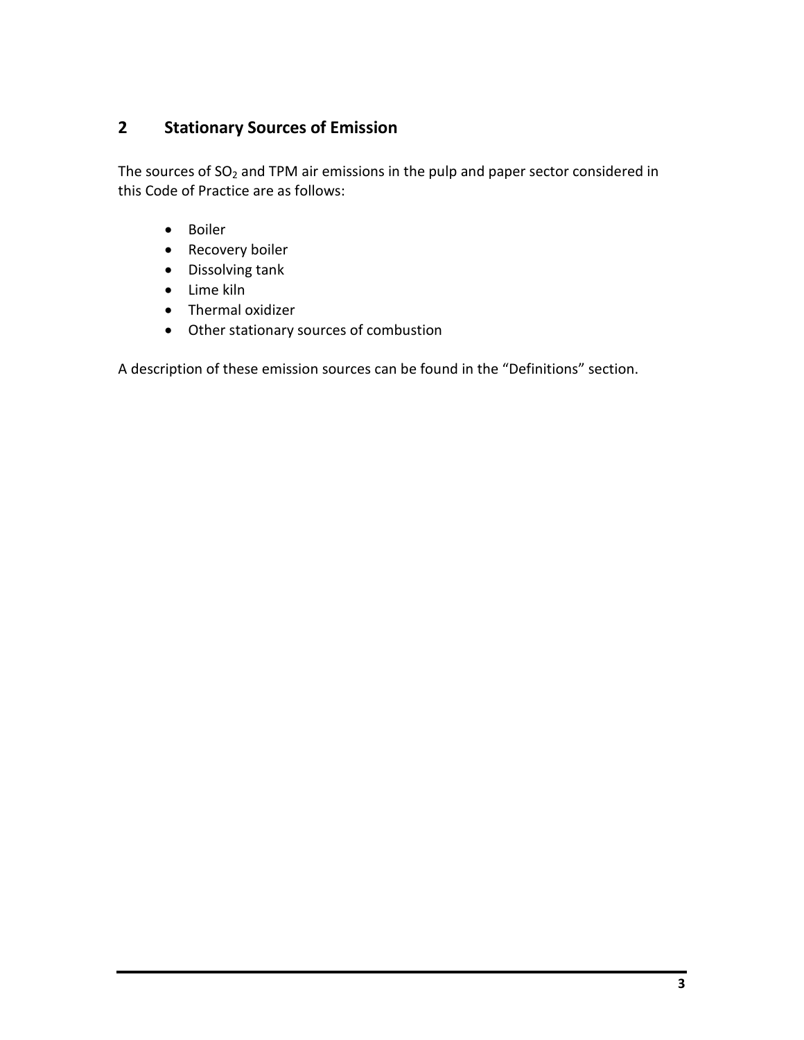## 2 Stationary Sources of Emission

The sources of $SO_2$ and TPM air emissions in the pulp and paper sector considered in this Code of Practice are as follows:

- Boiler
- Recovery boiler
- Dissolving tank
- Lime kiln
- Thermal oxidizer
- Other stationary sources of combustion

A description of these emission sources can be found in the "Definitions" section.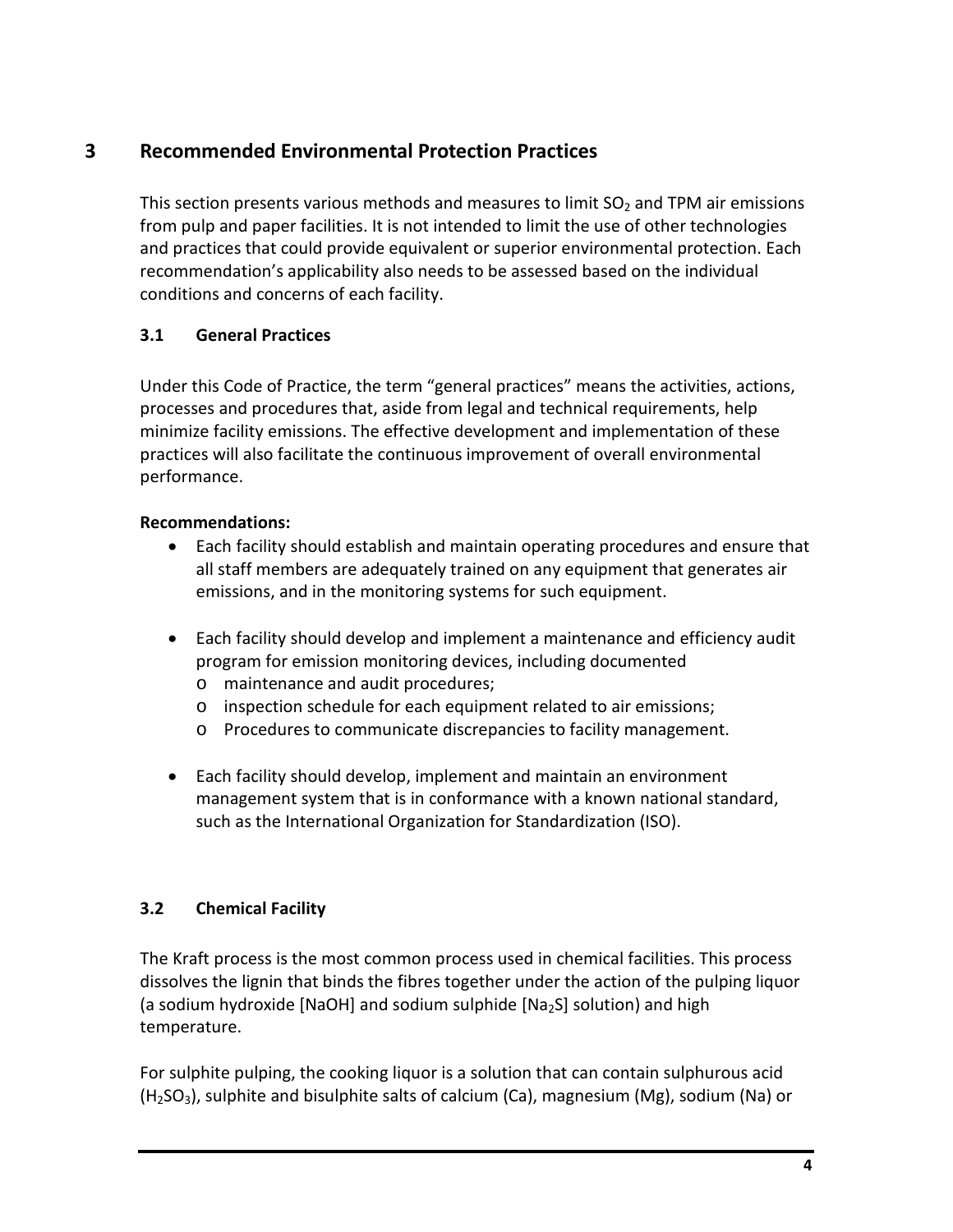# 3 Recommended Environmental Protection Practices

This section presents various methods and measures to limit $SO_2$ and TPM air emissions from pulp and paper facilities. It is not intended to limit the use of other technologies and practices that could provide equivalent or superior environmental protection. Each recommendation's applicability also needs to be assessed based on the individual conditions and concerns of each facility.

## 3.1 General Practices

Under this Code of Practice, the term "general practices" means the activities, actions, processes and procedures that, aside from legal and technical requirements, help minimize facility emissions. The effective development and implementation of these practices will also facilitate the continuous improvement of overall environmental performance.

**Recommendations:**

- Each facility should establish and maintain operating procedures and ensure that all staff members are adequately trained on any equipment that generates air emissions, and in the monitoring systems for such equipment.
- Each facility should develop and implement a maintenance and efficiency audit program for emission monitoring devices, including documented
  - maintenance and audit procedures;
  - inspection schedule for each equipment related to air emissions;
  - Procedures to communicate discrepancies to facility management.
- Each facility should develop, implement and maintain an environment management system that is in conformance with a known national standard, such as the International Organization for Standardization (ISO).

## 3.2 Chemical Facility

The Kraft process is the most common process used in chemical facilities. This process dissolves the lignin that binds the fibres together under the action of the pulping liquor (a sodium hydroxide [NaOH] and sodium sulphide [$Na_2S$] solution) and high temperature.

For sulphite pulping, the cooking liquor is a solution that can contain sulphurous acid ($H_2SO_3$), sulphite and bisulphite salts of calcium (Ca), magnesium (Mg), sodium (Na) or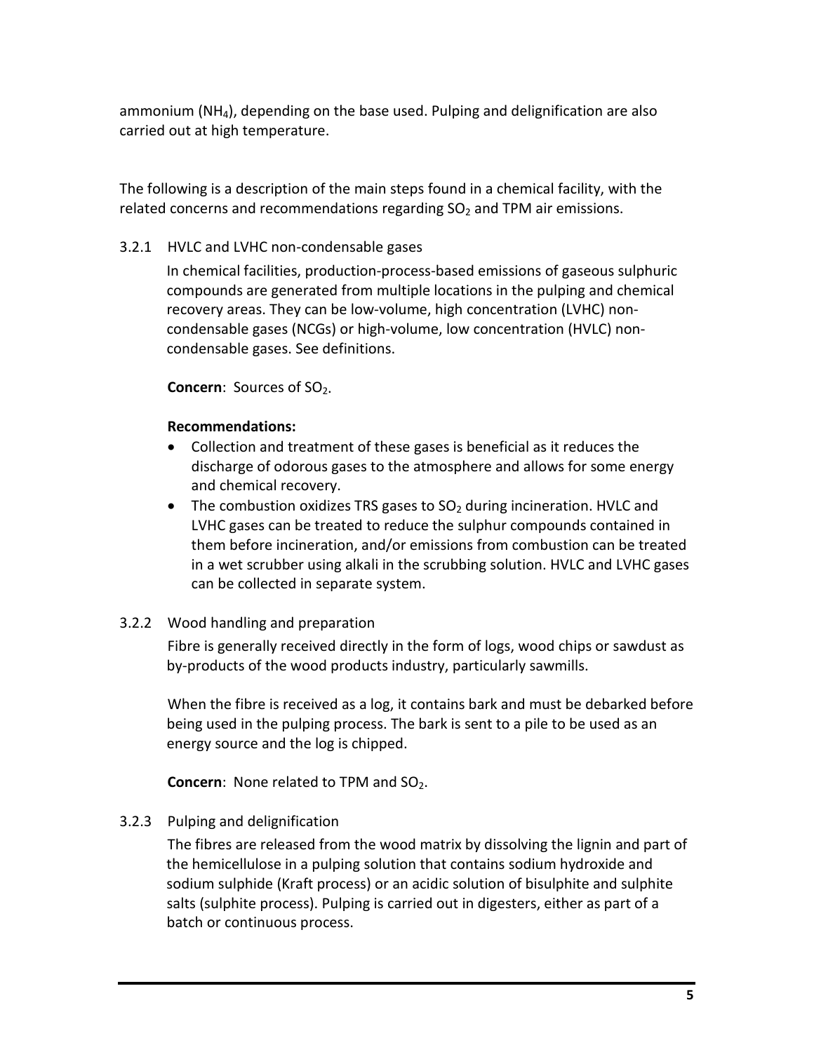ammonium ($NH_4$), depending on the base used. Pulping and delignification are also carried out at high temperature.

The following is a description of the main steps found in a chemical facility, with the related concerns and recommendations regarding $SO_2$ and TPM air emissions.

### 3.2.1 HVLC and LVHC non-condensable gases

In chemical facilities, production-process-based emissions of gaseous sulphuric compounds are generated from multiple locations in the pulping and chemical recovery areas. They can be low-volume, high concentration (LVHC) non-condensable gases (NCGs) or high-volume, low concentration (HVLC) non-condensable gases. See definitions.

**Concern**: Sources of $SO_2$.

**Recommendations:**

- Collection and treatment of these gases is beneficial as it reduces the discharge of odorous gases to the atmosphere and allows for some energy and chemical recovery.
- The combustion oxidizes TRS gases to $SO_2$ during incineration. HVLC and LVHC gases can be treated to reduce the sulphur compounds contained in them before incineration, and/or emissions from combustion can be treated in a wet scrubber using alkali in the scrubbing solution. HVLC and LVHC gases can be collected in separate system.

### 3.2.2 Wood handling and preparation

Fibre is generally received directly in the form of logs, wood chips or sawdust as by-products of the wood products industry, particularly sawmills.

When the fibre is received as a log, it contains bark and must be debarked before being used in the pulping process. The bark is sent to a pile to be used as an energy source and the log is chipped.

**Concern**: None related to TPM and $SO_2$.

### 3.2.3 Pulping and delignification

The fibres are released from the wood matrix by dissolving the lignin and part of the hemicellulose in a pulping solution that contains sodium hydroxide and sodium sulphide (Kraft process) or an acidic solution of bisulphite and sulphite salts (sulphite process). Pulping is carried out in digesters, either as part of a batch or continuous process.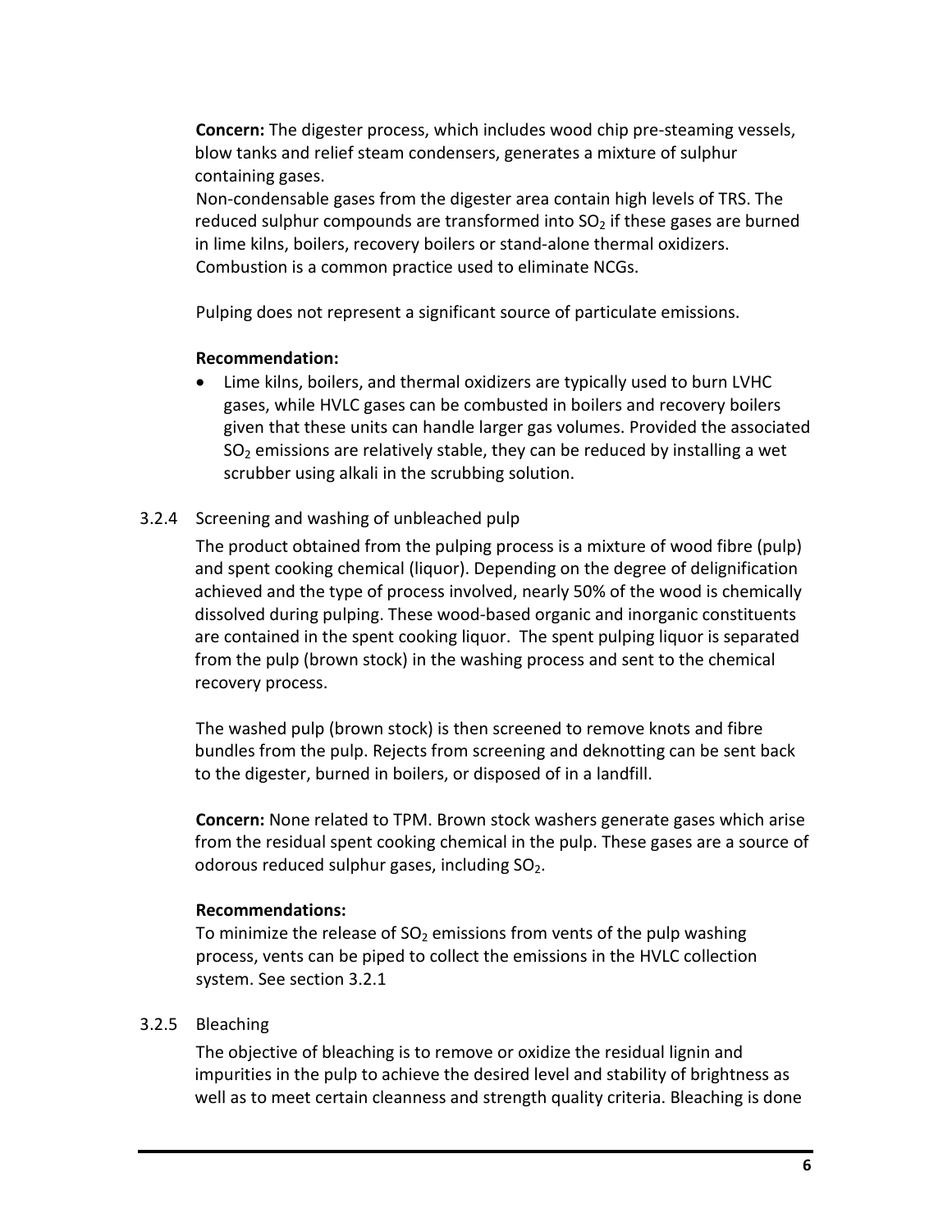**Concern:** The digester process, which includes wood chip pre-steaming vessels, blow tanks and relief steam condensers, generates a mixture of sulphur containing gases.

Non-condensable gases from the digester area contain high levels of TRS. The reduced sulphur compounds are transformed into $SO_2$ if these gases are burned in lime kilns, boilers, recovery boilers or stand-alone thermal oxidizers. Combustion is a common practice used to eliminate NCGs.

Pulping does not represent a significant source of particulate emissions.

**Recommendation:**

- Lime kilns, boilers, and thermal oxidizers are typically used to burn LVHC gases, while HVLC gases can be combusted in boilers and recovery boilers given that these units can handle larger gas volumes. Provided the associated $SO_2$ emissions are relatively stable, they can be reduced by installing a wet scrubber using alkali in the scrubbing solution.

### 3.2.4 Screening and washing of unbleached pulp

The product obtained from the pulping process is a mixture of wood fibre (pulp) and spent cooking chemical (liquor). Depending on the degree of delignification achieved and the type of process involved, nearly 50% of the wood is chemically dissolved during pulping. These wood-based organic and inorganic constituents are contained in the spent cooking liquor. The spent pulping liquor is separated from the pulp (brown stock) in the washing process and sent to the chemical recovery process.

The washed pulp (brown stock) is then screened to remove knots and fibre bundles from the pulp. Rejects from screening and deknotting can be sent back to the digester, burned in boilers, or disposed of in a landfill.

**Concern:** None related to TPM. Brown stock washers generate gases which arise from the residual spent cooking chemical in the pulp. These gases are a source of odorous reduced sulphur gases, including $SO_2$.

**Recommendations:**

To minimize the release of $SO_2$ emissions from vents of the pulp washing process, vents can be piped to collect the emissions in the HVLC collection system. See section 3.2.1

### 3.2.5 Bleaching

The objective of bleaching is to remove or oxidize the residual lignin and impurities in the pulp to achieve the desired level and stability of brightness as well as to meet certain cleanness and strength quality criteria. Bleaching is done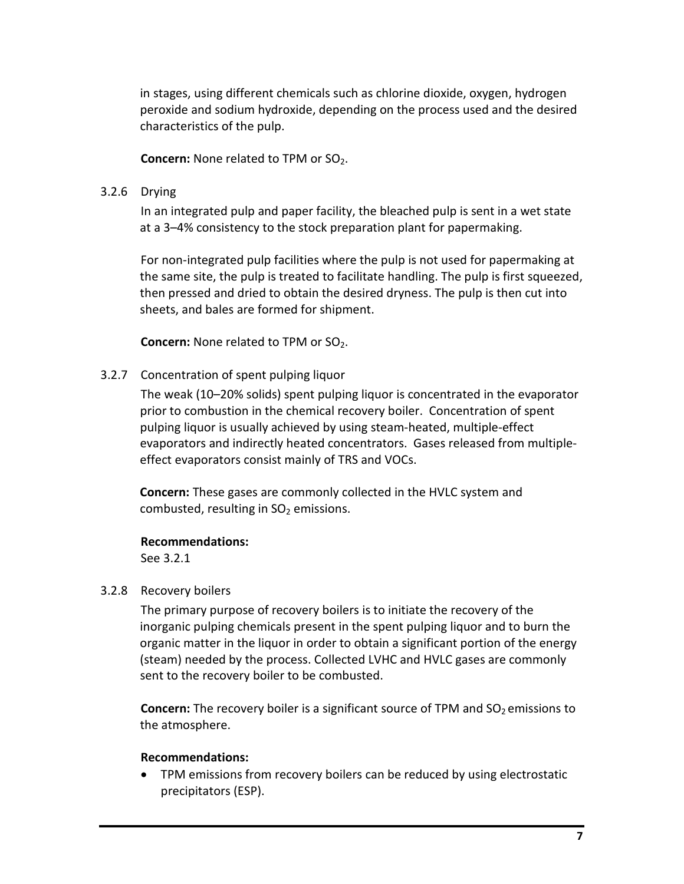in stages, using different chemicals such as chlorine dioxide, oxygen, hydrogen peroxide and sodium hydroxide, depending on the process used and the desired characteristics of the pulp.

**Concern:** None related to TPM or $SO_2$.

### 3.2.6 Drying

In an integrated pulp and paper facility, the bleached pulp is sent in a wet state at a 3–4% consistency to the stock preparation plant for papermaking.

For non-integrated pulp facilities where the pulp is not used for papermaking at the same site, the pulp is treated to facilitate handling. The pulp is first squeezed, then pressed and dried to obtain the desired dryness. The pulp is then cut into sheets, and bales are formed for shipment.

**Concern:** None related to TPM or $SO_2$.

### 3.2.7 Concentration of spent pulping liquor

The weak (10–20% solids) spent pulping liquor is concentrated in the evaporator prior to combustion in the chemical recovery boiler. Concentration of spent pulping liquor is usually achieved by using steam-heated, multiple-effect evaporators and indirectly heated concentrators. Gases released from multiple-effect evaporators consist mainly of TRS and VOCs.

**Concern:** These gases are commonly collected in the HVLC system and combusted, resulting in $SO_2$ emissions.

**Recommendations:**
See 3.2.1

### 3.2.8 Recovery boilers

The primary purpose of recovery boilers is to initiate the recovery of the inorganic pulping chemicals present in the spent pulping liquor and to burn the organic matter in the liquor in order to obtain a significant portion of the energy (steam) needed by the process. Collected LVHC and HVLC gases are commonly sent to the recovery boiler to be combusted.

**Concern:** The recovery boiler is a significant source of TPM and $SO_2$ emissions to the atmosphere.

**Recommendations:**

- TPM emissions from recovery boilers can be reduced by using electrostatic precipitators (ESP).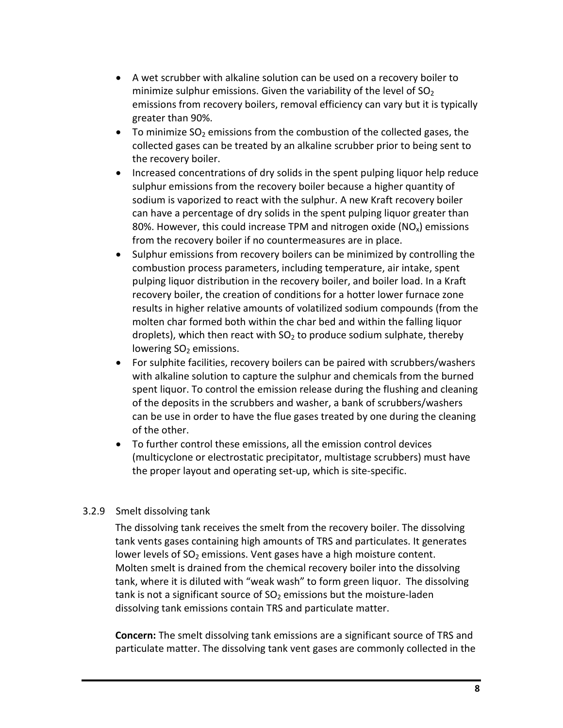- A wet scrubber with alkaline solution can be used on a recovery boiler to minimize sulphur emissions. Given the variability of the level of $SO_2$ emissions from recovery boilers, removal efficiency can vary but it is typically greater than 90%.
- To minimize $SO_2$ emissions from the combustion of the collected gases, the collected gases can be treated by an alkaline scrubber prior to being sent to the recovery boiler.
- Increased concentrations of dry solids in the spent pulping liquor help reduce sulphur emissions from the recovery boiler because a higher quantity of sodium is vaporized to react with the sulphur. A new Kraft recovery boiler can have a percentage of dry solids in the spent pulping liquor greater than 80%. However, this could increase TPM and nitrogen oxide ($NO_x$) emissions from the recovery boiler if no countermeasures are in place.
- Sulphur emissions from recovery boilers can be minimized by controlling the combustion process parameters, including temperature, air intake, spent pulping liquor distribution in the recovery boiler, and boiler load. In a Kraft recovery boiler, the creation of conditions for a hotter lower furnace zone results in higher relative amounts of volatilized sodium compounds (from the molten char formed both within the char bed and within the falling liquor droplets), which then react with $SO_2$ to produce sodium sulphate, thereby lowering $SO_2$ emissions.
- For sulphite facilities, recovery boilers can be paired with scrubbers/washers with alkaline solution to capture the sulphur and chemicals from the burned spent liquor. To control the emission release during the flushing and cleaning of the deposits in the scrubbers and washer, a bank of scrubbers/washers can be use in order to have the flue gases treated by one during the cleaning of the other.
- To further control these emissions, all the emission control devices (multicyclone or electrostatic precipitator, multistage scrubbers) must have the proper layout and operating set-up, which is site-specific.

### 3.2.9 Smelt dissolving tank

The dissolving tank receives the smelt from the recovery boiler. The dissolving tank vents gases containing high amounts of TRS and particulates. It generates lower levels of $SO_2$ emissions. Vent gases have a high moisture content. Molten smelt is drained from the chemical recovery boiler into the dissolving tank, where it is diluted with "weak wash" to form green liquor. The dissolving tank is not a significant source of $SO_2$ emissions but the moisture-laden dissolving tank emissions contain TRS and particulate matter.

**Concern:** The smelt dissolving tank emissions are a significant source of TRS and particulate matter. The dissolving tank vent gases are commonly collected in the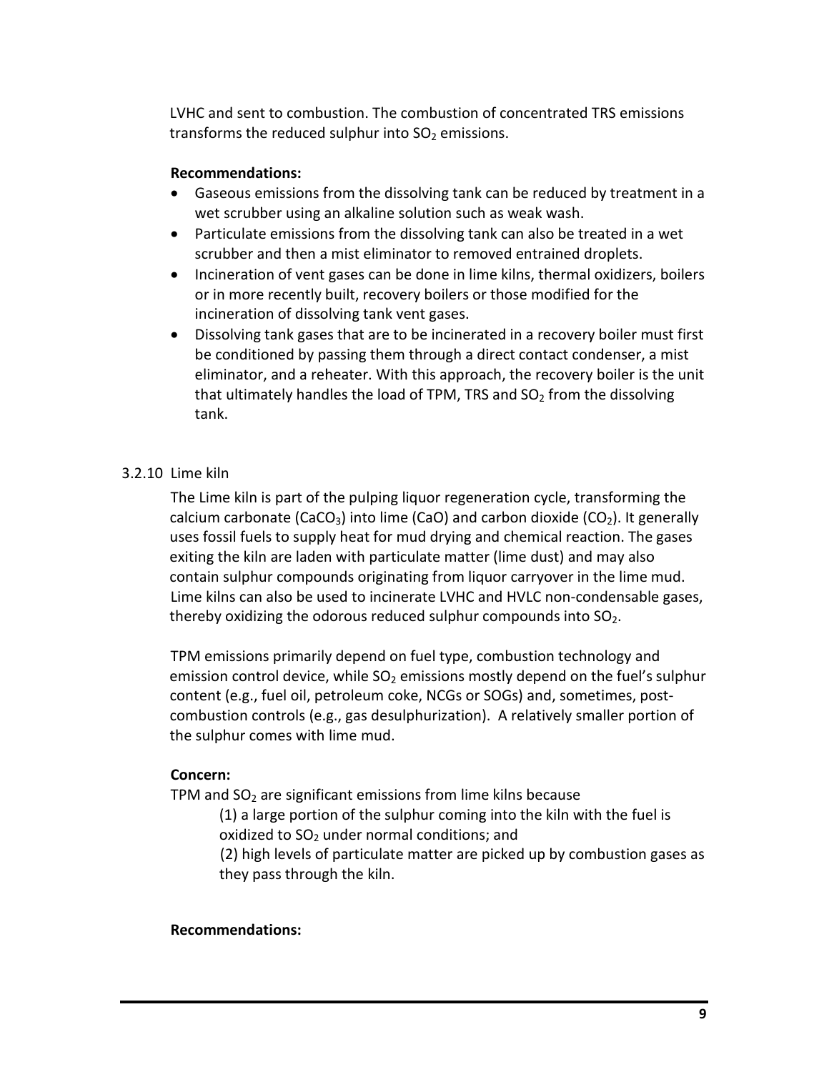LVHC and sent to combustion. The combustion of concentrated TRS emissions transforms the reduced sulphur into $SO_2$ emissions.

**Recommendations:**

- Gaseous emissions from the dissolving tank can be reduced by treatment in a wet scrubber using an alkaline solution such as weak wash.
- Particulate emissions from the dissolving tank can also be treated in a wet scrubber and then a mist eliminator to removed entrained droplets.
- Incineration of vent gases can be done in lime kilns, thermal oxidizers, boilers or in more recently built, recovery boilers or those modified for the incineration of dissolving tank vent gases.
- Dissolving tank gases that are to be incinerated in a recovery boiler must first be conditioned by passing them through a direct contact condenser, a mist eliminator, and a reheater. With this approach, the recovery boiler is the unit that ultimately handles the load of TPM, TRS and $SO_2$ from the dissolving tank.

### 3.2.10 Lime kiln

The Lime kiln is part of the pulping liquor regeneration cycle, transforming the calcium carbonate ($CaCO_3$) into lime ($CaO$) and carbon dioxide ($CO_2$). It generally uses fossil fuels to supply heat for mud drying and chemical reaction. The gases exiting the kiln are laden with particulate matter (lime dust) and may also contain sulphur compounds originating from liquor carryover in the lime mud. Lime kilns can also be used to incinerate LVHC and HVLC non-condensable gases, thereby oxidizing the odorous reduced sulphur compounds into $SO_2$.

TPM emissions primarily depend on fuel type, combustion technology and emission control device, while $SO_2$ emissions mostly depend on the fuel's sulphur content (e.g., fuel oil, petroleum coke, NCGs or SOGs) and, sometimes, post-combustion controls (e.g., gas desulphurization). A relatively smaller portion of the sulphur comes with lime mud.

**Concern:**

TPM and $SO_2$ are significant emissions from lime kilns because

(1) a large portion of the sulphur coming into the kiln with the fuel is oxidized to $SO_2$ under normal conditions; and

(2) high levels of particulate matter are picked up by combustion gases as they pass through the kiln.

**Recommendations:**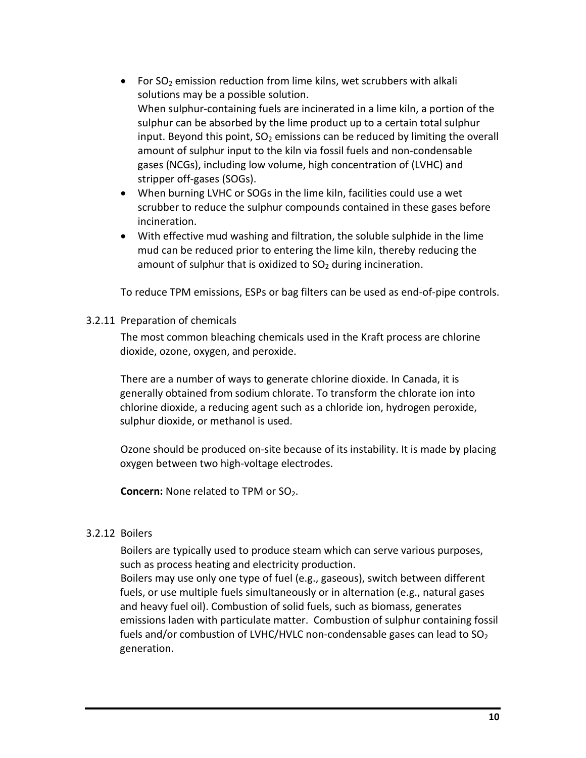- For $SO_2$ emission reduction from lime kilns, wet scrubbers with alkali solutions may be a possible solution.
  When sulphur-containing fuels are incinerated in a lime kiln, a portion of the sulphur can be absorbed by the lime product up to a certain total sulphur input. Beyond this point, $SO_2$ emissions can be reduced by limiting the overall amount of sulphur input to the kiln via fossil fuels and non-condensable gases (NCGs), including low volume, high concentration of (LVHC) and stripper off-gases (SOGs).
- When burning LVHC or SOGs in the lime kiln, facilities could use a wet scrubber to reduce the sulphur compounds contained in these gases before incineration.
- With effective mud washing and filtration, the soluble sulphide in the lime mud can be reduced prior to entering the lime kiln, thereby reducing the amount of sulphur that is oxidized to $SO_2$ during incineration.

To reduce TPM emissions, ESPs or bag filters can be used as end-of-pipe controls.

### 3.2.11 Preparation of chemicals

The most common bleaching chemicals used in the Kraft process are chlorine dioxide, ozone, oxygen, and peroxide.

There are a number of ways to generate chlorine dioxide. In Canada, it is generally obtained from sodium chlorate. To transform the chlorate ion into chlorine dioxide, a reducing agent such as a chloride ion, hydrogen peroxide, sulphur dioxide, or methanol is used.

Ozone should be produced on-site because of its instability. It is made by placing oxygen between two high-voltage electrodes.

**Concern:** None related to TPM or $SO_2$.

### 3.2.12 Boilers

Boilers are typically used to produce steam which can serve various purposes, such as process heating and electricity production.
Boilers may use only one type of fuel (e.g., gaseous), switch between different fuels, or use multiple fuels simultaneously or in alternation (e.g., natural gases and heavy fuel oil). Combustion of solid fuels, such as biomass, generates emissions laden with particulate matter. Combustion of sulphur containing fossil fuels and/or combustion of LVHC/HVLC non-condensable gases can lead to $SO_2$ generation.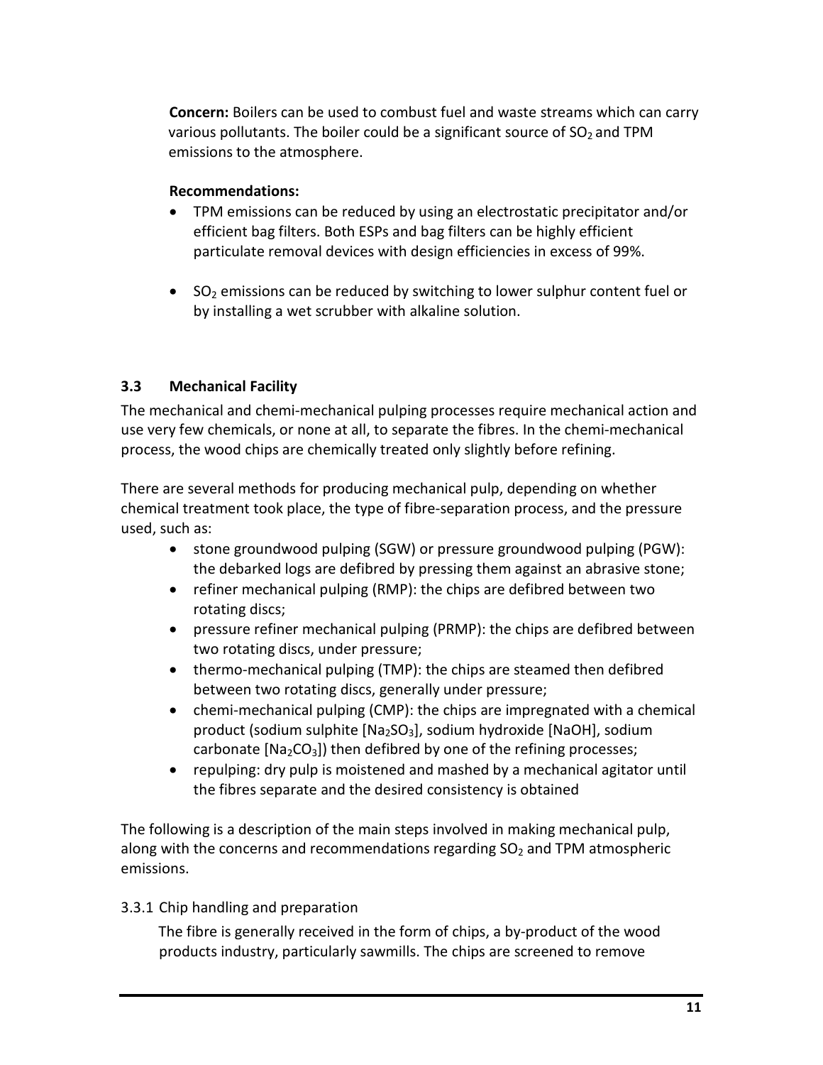**Concern:** Boilers can be used to combust fuel and waste streams which can carry various pollutants. The boiler could be a significant source of $SO_2$ and TPM emissions to the atmosphere.

**Recommendations:**

- TPM emissions can be reduced by using an electrostatic precipitator and/or efficient bag filters. Both ESPs and bag filters can be highly efficient particulate removal devices with design efficiencies in excess of 99%.
- $SO_2$ emissions can be reduced by switching to lower sulphur content fuel or by installing a wet scrubber with alkaline solution.

### 3.3 Mechanical Facility

The mechanical and chemi-mechanical pulping processes require mechanical action and use very few chemicals, or none at all, to separate the fibres. In the chemi-mechanical process, the wood chips are chemically treated only slightly before refining.

There are several methods for producing mechanical pulp, depending on whether chemical treatment took place, the type of fibre-separation process, and the pressure used, such as:

- stone groundwood pulping (SGW) or pressure groundwood pulping (PGW): the debarked logs are defibred by pressing them against an abrasive stone;
- refiner mechanical pulping (RMP): the chips are defibred between two rotating discs;
- pressure refiner mechanical pulping (PRMP): the chips are defibred between two rotating discs, under pressure;
- thermo-mechanical pulping (TMP): the chips are steamed then defibred between two rotating discs, generally under pressure;
- chemi-mechanical pulping (CMP): the chips are impregnated with a chemical product (sodium sulphite [$Na_2SO_3$], sodium hydroxide [$NaOH$], sodium carbonate [$Na_2CO_3$]) then defibred by one of the refining processes;
- repulping: dry pulp is moistened and mashed by a mechanical agitator until the fibres separate and the desired consistency is obtained

The following is a description of the main steps involved in making mechanical pulp, along with the concerns and recommendations regarding $SO_2$ and TPM atmospheric emissions.

#### 3.3.1 Chip handling and preparation

The fibre is generally received in the form of chips, a by-product of the wood products industry, particularly sawmills. The chips are screened to remove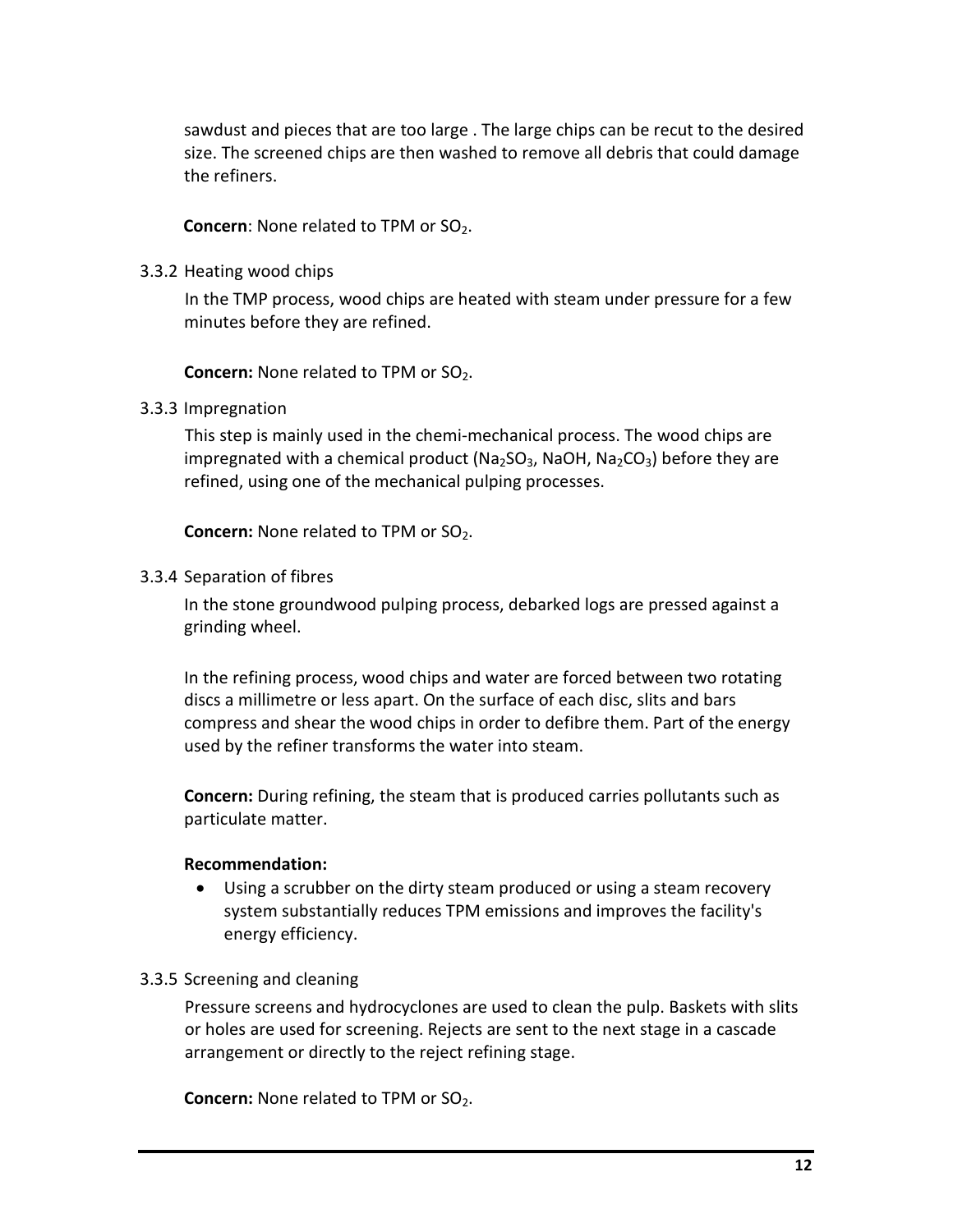sawdust and pieces that are too large . The large chips can be recut to the desired size. The screened chips are then washed to remove all debris that could damage the refiners.

**Concern**: None related to TPM or $SO_2$.

### 3.3.2 Heating wood chips

In the TMP process, wood chips are heated with steam under pressure for a few minutes before they are refined.

**Concern:** None related to TPM or $SO_2$.

### 3.3.3 Impregnation

This step is mainly used in the chemi-mechanical process. The wood chips are impregnated with a chemical product ($Na_2SO_3$, $NaOH$, $Na_2CO_3$) before they are refined, using one of the mechanical pulping processes.

**Concern:** None related to TPM or $SO_2$.

### 3.3.4 Separation of fibres

In the stone groundwood pulping process, debarked logs are pressed against a grinding wheel.

In the refining process, wood chips and water are forced between two rotating discs a millimetre or less apart. On the surface of each disc, slits and bars compress and shear the wood chips in order to defibre them. Part of the energy used by the refiner transforms the water into steam.

**Concern:** During refining, the steam that is produced carries pollutants such as particulate matter.

**Recommendation:**

- Using a scrubber on the dirty steam produced or using a steam recovery system substantially reduces TPM emissions and improves the facility's energy efficiency.

### 3.3.5 Screening and cleaning

Pressure screens and hydrocyclones are used to clean the pulp. Baskets with slits or holes are used for screening. Rejects are sent to the next stage in a cascade arrangement or directly to the reject refining stage.

**Concern:** None related to TPM or $SO_2$.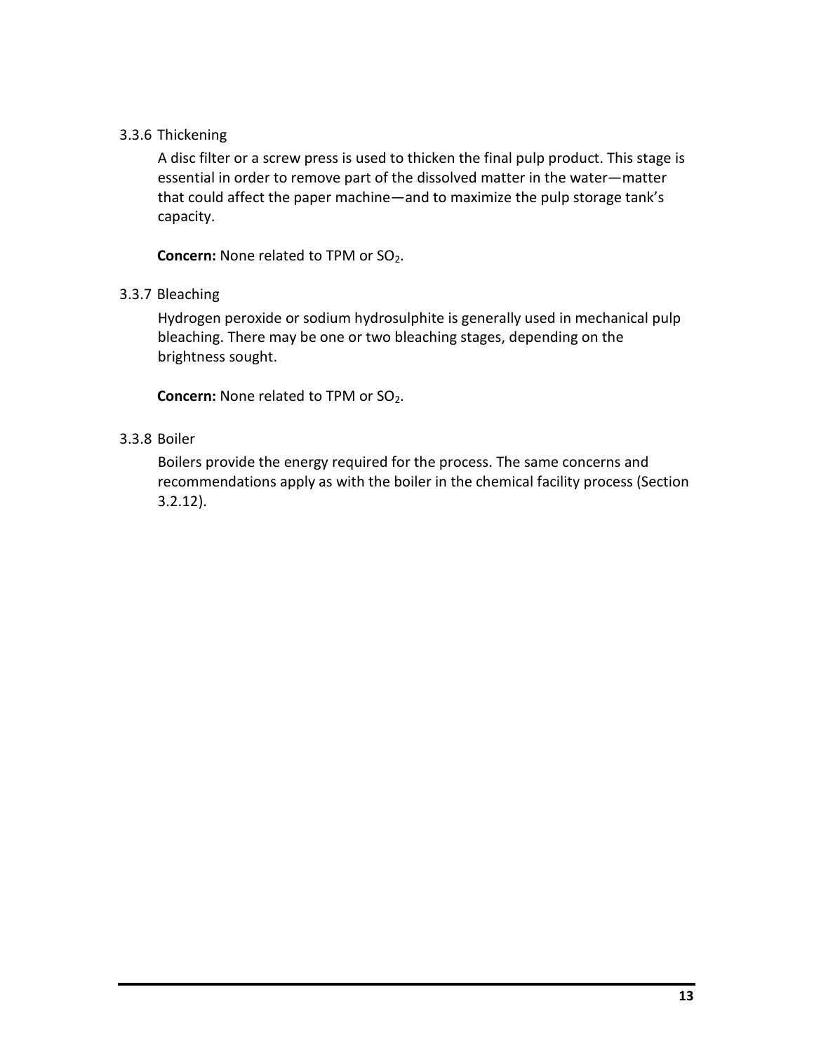### 3.3.6 Thickening

A disc filter or a screw press is used to thicken the final pulp product. This stage is essential in order to remove part of the dissolved matter in the water—matter that could affect the paper machine—and to maximize the pulp storage tank's capacity.

**Concern:** None related to TPM or $SO_2$.

### 3.3.7 Bleaching

Hydrogen peroxide or sodium hydrosulphite is generally used in mechanical pulp bleaching. There may be one or two bleaching stages, depending on the brightness sought.

**Concern:** None related to TPM or $SO_2$.

### 3.3.8 Boiler

Boilers provide the energy required for the process. The same concerns and recommendations apply as with the boiler in the chemical facility process (Section 3.2.12).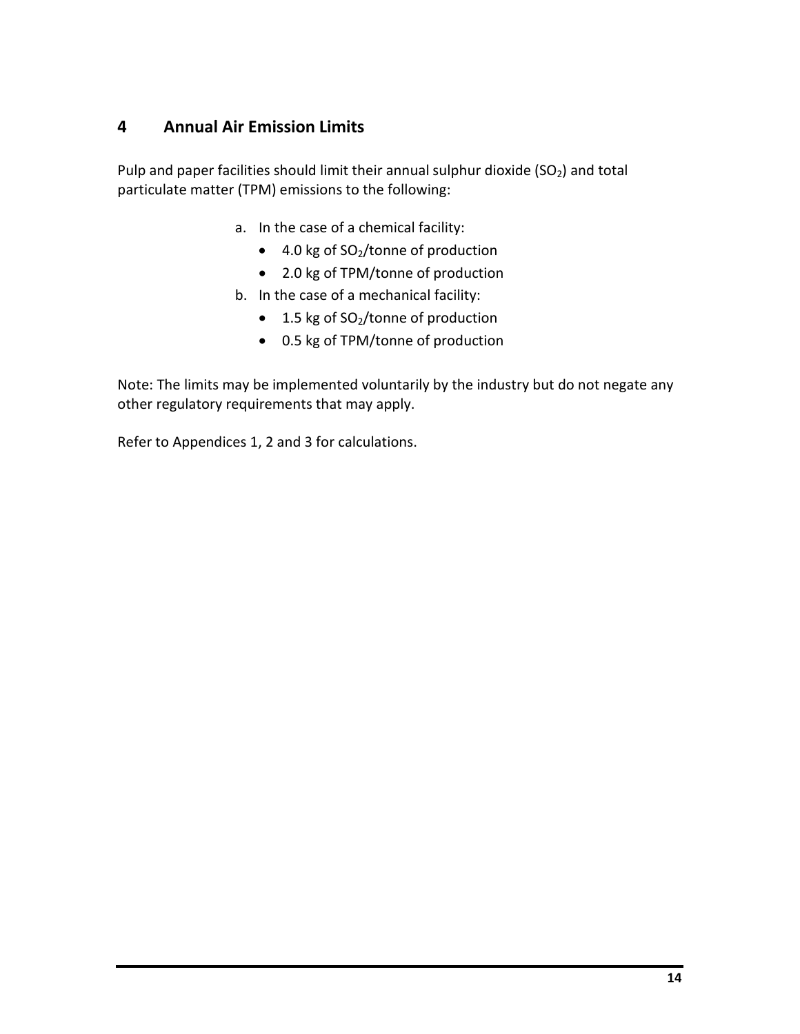# 4 Annual Air Emission Limits

Pulp and paper facilities should limit their annual sulphur dioxide ($SO_2$) and total particulate matter (TPM) emissions to the following:

a. In the case of a chemical facility:
   - 4.0 kg of $SO_2$/tonne of production
   - 2.0 kg of TPM/tonne of production
b. In the case of a mechanical facility:
   - 1.5 kg of $SO_2$/tonne of production
   - 0.5 kg of TPM/tonne of production

Note: The limits may be implemented voluntarily by the industry but do not negate any other regulatory requirements that may apply.

Refer to Appendices 1, 2 and 3 for calculations.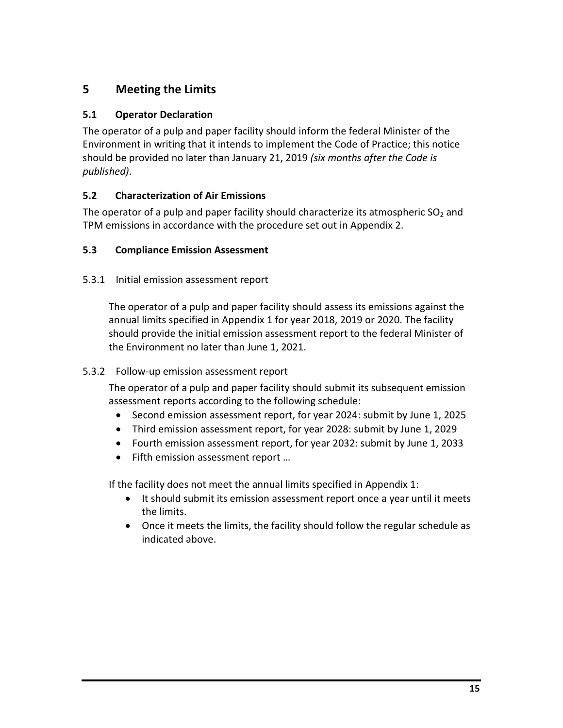# 5 Meeting the Limits

## 5.1 Operator Declaration

The operator of a pulp and paper facility should inform the federal Minister of the Environment in writing that it intends to implement the Code of Practice; this notice should be provided no later than January 21, 2019 *(six months after the Code is published)*.

## 5.2 Characterization of Air Emissions

The operator of a pulp and paper facility should characterize its atmospheric $SO_2$ and TPM emissions in accordance with the procedure set out in Appendix 2.

## 5.3 Compliance Emission Assessment

### 5.3.1 Initial emission assessment report

The operator of a pulp and paper facility should assess its emissions against the annual limits specified in Appendix 1 for year 2018, 2019 or 2020. The facility should provide the initial emission assessment report to the federal Minister of the Environment no later than June 1, 2021.

### 5.3.2 Follow-up emission assessment report

The operator of a pulp and paper facility should submit its subsequent emission assessment reports according to the following schedule:

- Second emission assessment report, for year 2024: submit by June 1, 2025
- Third emission assessment report, for year 2028: submit by June 1, 2029
- Fourth emission assessment report, for year 2032: submit by June 1, 2033
- Fifth emission assessment report …

If the facility does not meet the annual limits specified in Appendix 1:

- It should submit its emission assessment report once a year until it meets the limits.
- Once it meets the limits, the facility should follow the regular schedule as indicated above.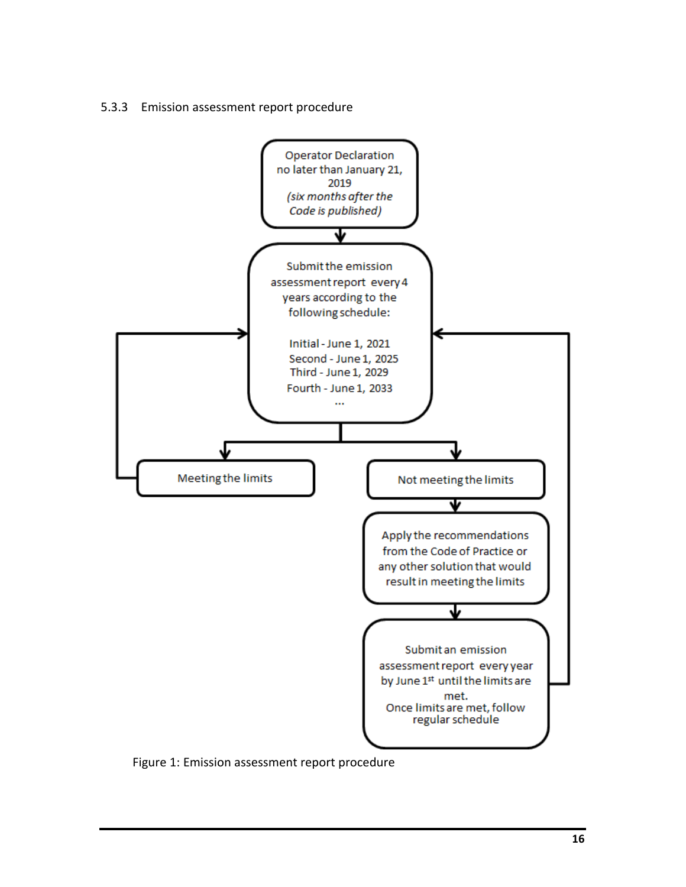### 5.3.3 Emission assessment report procedure

Operator Declaration no later than January 21, 2019 *(six months after the Code is published)*

Submit the emission assessment report every 4 years according to the following schedule:

Initial - June 1, 2021
Second - June 1, 2025
Third - June 1, 2029
Fourth - June 1, 2033
...

Meeting the limits

Not meeting the limits

Apply the recommendations from the Code of Practice or any other solution that would result in meeting the limits

Submit an emission assessment report every year by June 1st until the limits are met.
Once limits are met, follow regular schedule

Figure 1: Emission assessment report procedure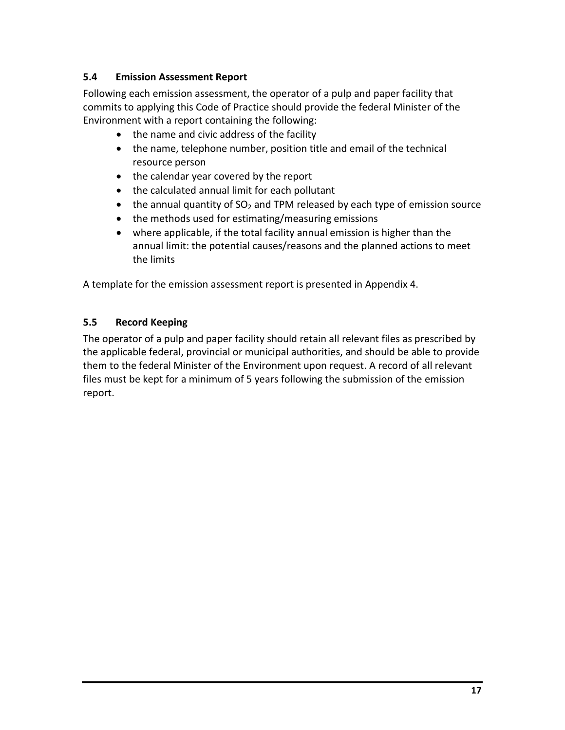### 5.4 Emission Assessment Report

Following each emission assessment, the operator of a pulp and paper facility that commits to applying this Code of Practice should provide the federal Minister of the Environment with a report containing the following:

- the name and civic address of the facility
- the name, telephone number, position title and email of the technical resource person
- the calendar year covered by the report
- the calculated annual limit for each pollutant
- the annual quantity of $SO_2$ and TPM released by each type of emission source
- the methods used for estimating/measuring emissions
- where applicable, if the total facility annual emission is higher than the annual limit: the potential causes/reasons and the planned actions to meet the limits

A template for the emission assessment report is presented in Appendix 4.

### 5.5 Record Keeping

The operator of a pulp and paper facility should retain all relevant files as prescribed by the applicable federal, provincial or municipal authorities, and should be able to provide them to the federal Minister of the Environment upon request. A record of all relevant files must be kept for a minimum of 5 years following the submission of the emission report.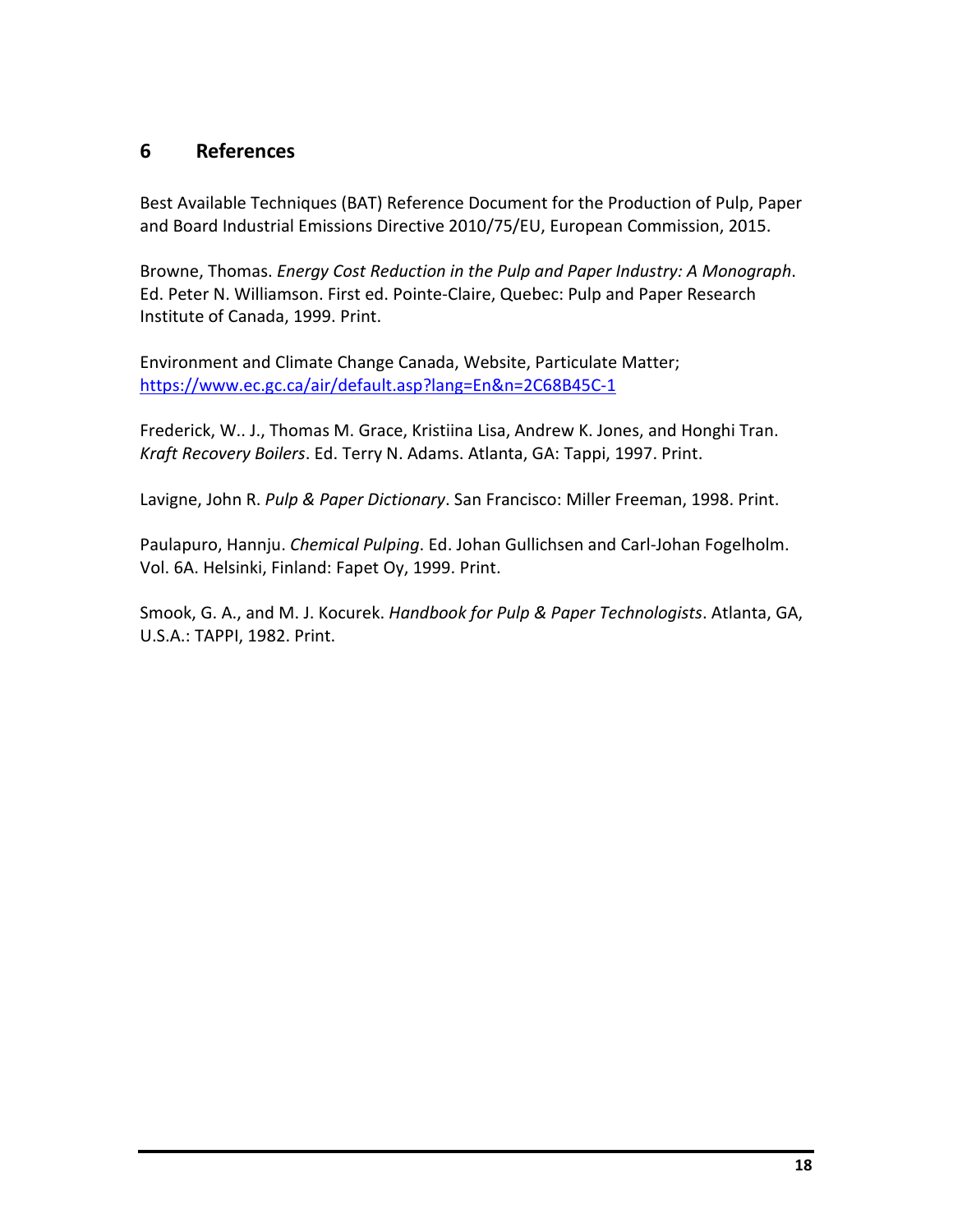## 6 References

Best Available Techniques (BAT) Reference Document for the Production of Pulp, Paper and Board Industrial Emissions Directive 2010/75/EU, European Commission, 2015.

Browne, Thomas. *Energy Cost Reduction in the Pulp and Paper Industry: A Monograph*. Ed. Peter N. Williamson. First ed. Pointe-Claire, Quebec: Pulp and Paper Research Institute of Canada, 1999. Print.

Environment and Climate Change Canada, Website, Particulate Matter; https://www.ec.gc.ca/air/default.asp?lang=En&n=2C68B45C-1

Frederick, W.. J., Thomas M. Grace, Kristiina Lisa, Andrew K. Jones, and Honghi Tran. *Kraft Recovery Boilers*. Ed. Terry N. Adams. Atlanta, GA: Tappi, 1997. Print.

Lavigne, John R. *Pulp & Paper Dictionary*. San Francisco: Miller Freeman, 1998. Print.

Paulapuro, Hannju. *Chemical Pulping*. Ed. Johan Gullichsen and Carl-Johan Fogelholm. Vol. 6A. Helsinki, Finland: Fapet Oy, 1999. Print.

Smook, G. A., and M. J. Kocurek. *Handbook for Pulp & Paper Technologists*. Atlanta, GA, U.S.A.: TAPPI, 1982. Print.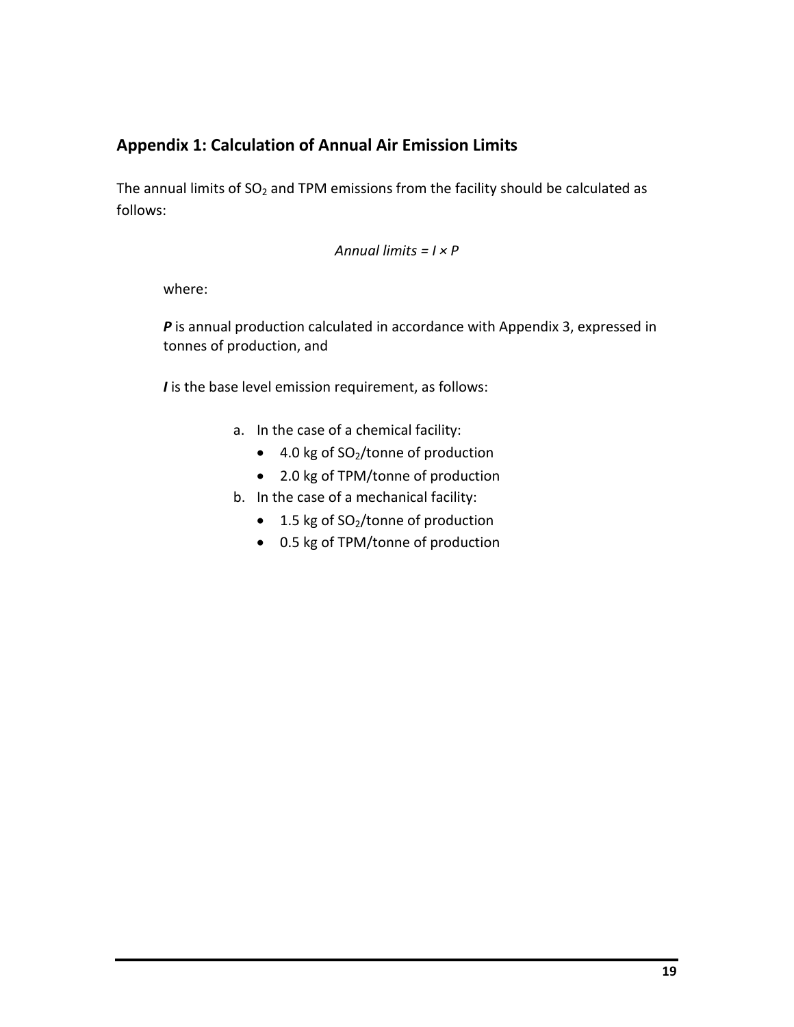## Appendix 1: Calculation of Annual Air Emission Limits

The annual limits of $SO_2$ and TPM emissions from the facility should be calculated as follows:

$$\textit{Annual limits} = I \times P$$

where:

***P*** is annual production calculated in accordance with Appendix 3, expressed in tonnes of production, and

***I*** is the base level emission requirement, as follows:

a. In the case of a chemical facility:
   - 4.0 kg of $SO_2$/tonne of production
   - 2.0 kg of TPM/tonne of production
b. In the case of a mechanical facility:
   - 1.5 kg of $SO_2$/tonne of production
   - 0.5 kg of TPM/tonne of production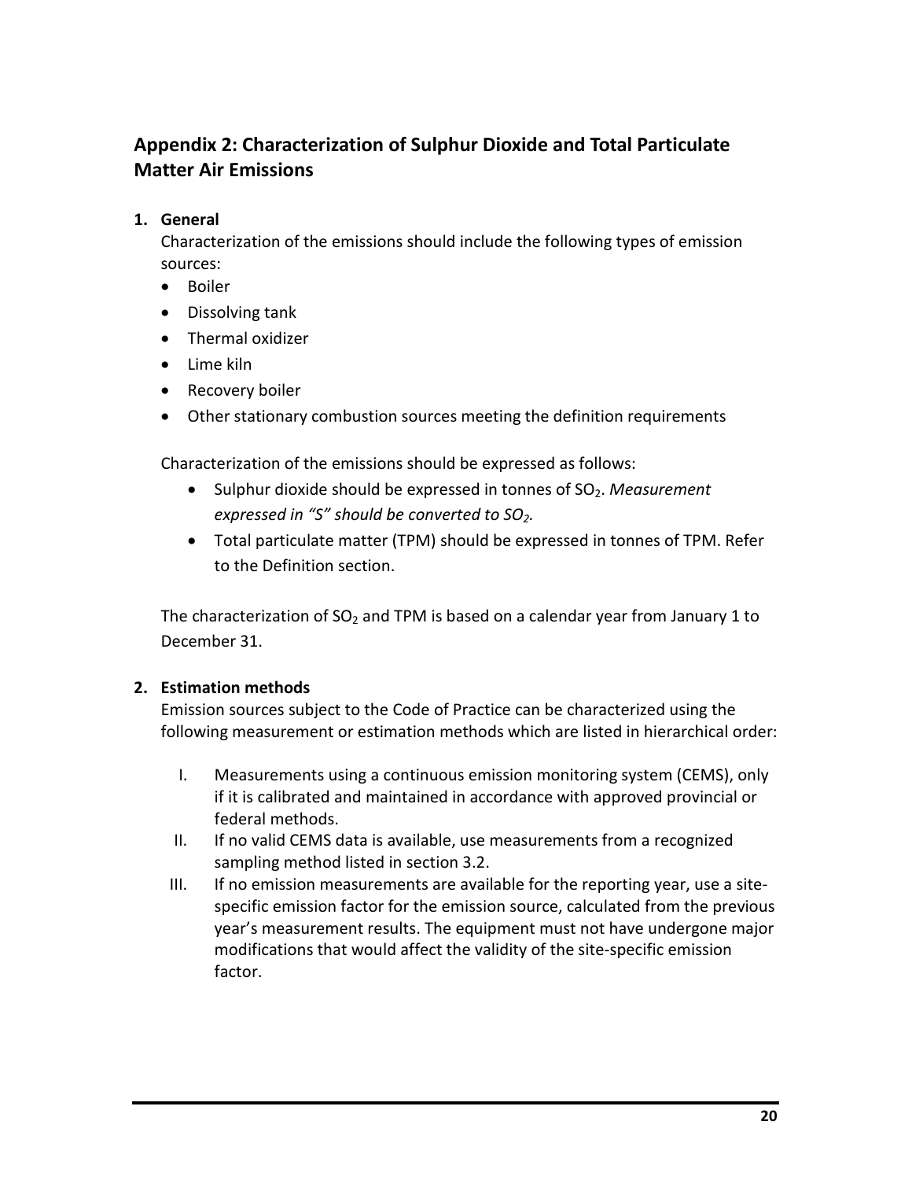## Appendix 2: Characterization of Sulphur Dioxide and Total Particulate Matter Air Emissions

1. **General**

   Characterization of the emissions should include the following types of emission sources:

   - Boiler
   - Dissolving tank
   - Thermal oxidizer
   - Lime kiln
   - Recovery boiler
   - Other stationary combustion sources meeting the definition requirements

   Characterization of the emissions should be expressed as follows:

   - Sulphur dioxide should be expressed in tonnes of $SO_2$. *Measurement expressed in "S" should be converted to $SO_2$.*
   - Total particulate matter (TPM) should be expressed in tonnes of TPM. Refer to the Definition section.

   The characterization of $SO_2$ and TPM is based on a calendar year from January 1 to December 31.

2. **Estimation methods**

   Emission sources subject to the Code of Practice can be characterized using the following measurement or estimation methods which are listed in hierarchical order:

   I. Measurements using a continuous emission monitoring system (CEMS), only if it is calibrated and maintained in accordance with approved provincial or federal methods.
   II. If no valid CEMS data is available, use measurements from a recognized sampling method listed in section 3.2.
   III. If no emission measurements are available for the reporting year, use a site-specific emission factor for the emission source, calculated from the previous year's measurement results. The equipment must not have undergone major modifications that would affect the validity of the site-specific emission factor.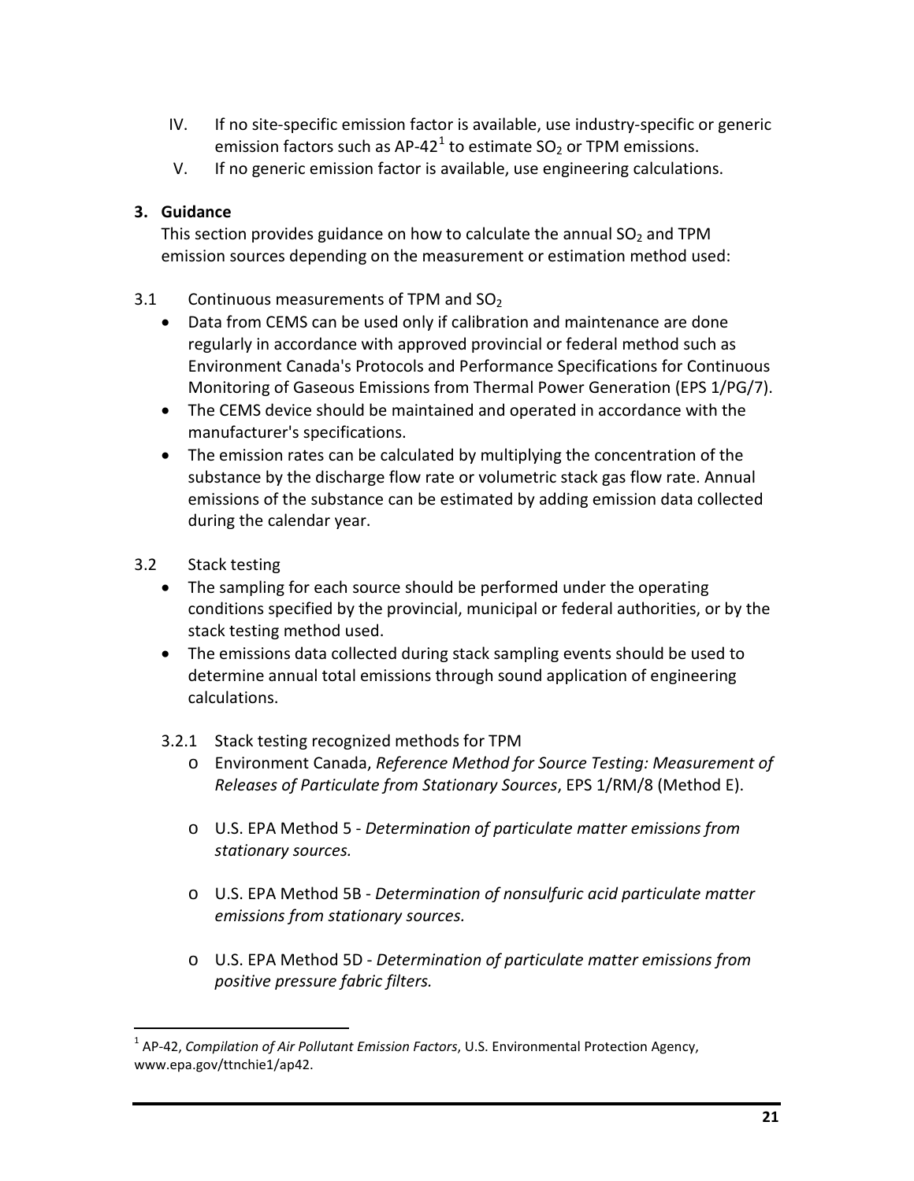IV. If no site-specific emission factor is available, use industry-specific or generic emission factors such as AP-42[1] to estimate $SO_2$ or TPM emissions.

V. If no generic emission factor is available, use engineering calculations.

**3. Guidance**

This section provides guidance on how to calculate the annual $SO_2$ and TPM emission sources depending on the measurement or estimation method used:

3.1 Continuous measurements of TPM and $SO_2$

- Data from CEMS can be used only if calibration and maintenance are done regularly in accordance with approved provincial or federal method such as Environment Canada's Protocols and Performance Specifications for Continuous Monitoring of Gaseous Emissions from Thermal Power Generation (EPS 1/PG/7).
- The CEMS device should be maintained and operated in accordance with the manufacturer's specifications.
- The emission rates can be calculated by multiplying the concentration of the substance by the discharge flow rate or volumetric stack gas flow rate. Annual emissions of the substance can be estimated by adding emission data collected during the calendar year.

3.2 Stack testing

- The sampling for each source should be performed under the operating conditions specified by the provincial, municipal or federal authorities, or by the stack testing method used.
- The emissions data collected during stack sampling events should be used to determine annual total emissions through sound application of engineering calculations.

3.2.1 Stack testing recognized methods for TPM

- Environment Canada, *Reference Method for Source Testing: Measurement of Releases of Particulate from Stationary Sources*, EPS 1/RM/8 (Method E).
- U.S. EPA Method 5 - *Determination of particulate matter emissions from stationary sources.*
- U.S. EPA Method 5B - *Determination of nonsulfuric acid particulate matter emissions from stationary sources.*
- U.S. EPA Method 5D - *Determination of particulate matter emissions from positive pressure fabric filters.*

[1] AP-42, *Compilation of Air Pollutant Emission Factors*, U.S. Environmental Protection Agency, www.epa.gov/ttnchie1/ap42.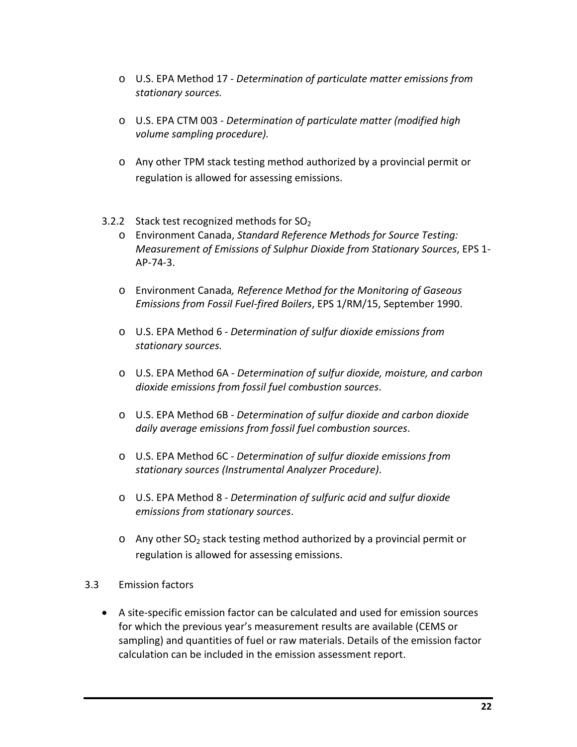- U.S. EPA Method 17 - *Determination of particulate matter emissions from stationary sources.*

- U.S. EPA CTM 003 - *Determination of particulate matter (modified high volume sampling procedure)*.

- Any other TPM stack testing method authorized by a provincial permit or regulation is allowed for assessing emissions.

3.2.2 Stack test recognized methods for $SO_2$

- Environment Canada, *Standard Reference Methods for Source Testing: Measurement of Emissions of Sulphur Dioxide from Stationary Sources*, EPS 1-AP-74-3.

- Environment Canada*, Reference Method for the Monitoring of Gaseous Emissions from Fossil Fuel-fired Boilers*, EPS 1/RM/15, September 1990.

- U.S. EPA Method 6 - *Determination of sulfur dioxide emissions from stationary sources.*

- U.S. EPA Method 6A - *Determination of sulfur dioxide, moisture, and carbon dioxide emissions from fossil fuel combustion sources*.

- U.S. EPA Method 6B - *Determination of sulfur dioxide and carbon dioxide daily average emissions from fossil fuel combustion sources*.

- U.S. EPA Method 6C - *Determination of sulfur dioxide emissions from stationary sources (Instrumental Analyzer Procedure)*.

- U.S. EPA Method 8 - *Determination of sulfuric acid and sulfur dioxide emissions from stationary sources*.

- Any other $SO_2$ stack testing method authorized by a provincial permit or regulation is allowed for assessing emissions.

3.3 Emission factors

- A site-specific emission factor can be calculated and used for emission sources for which the previous year's measurement results are available (CEMS or sampling) and quantities of fuel or raw materials. Details of the emission factor calculation can be included in the emission assessment report.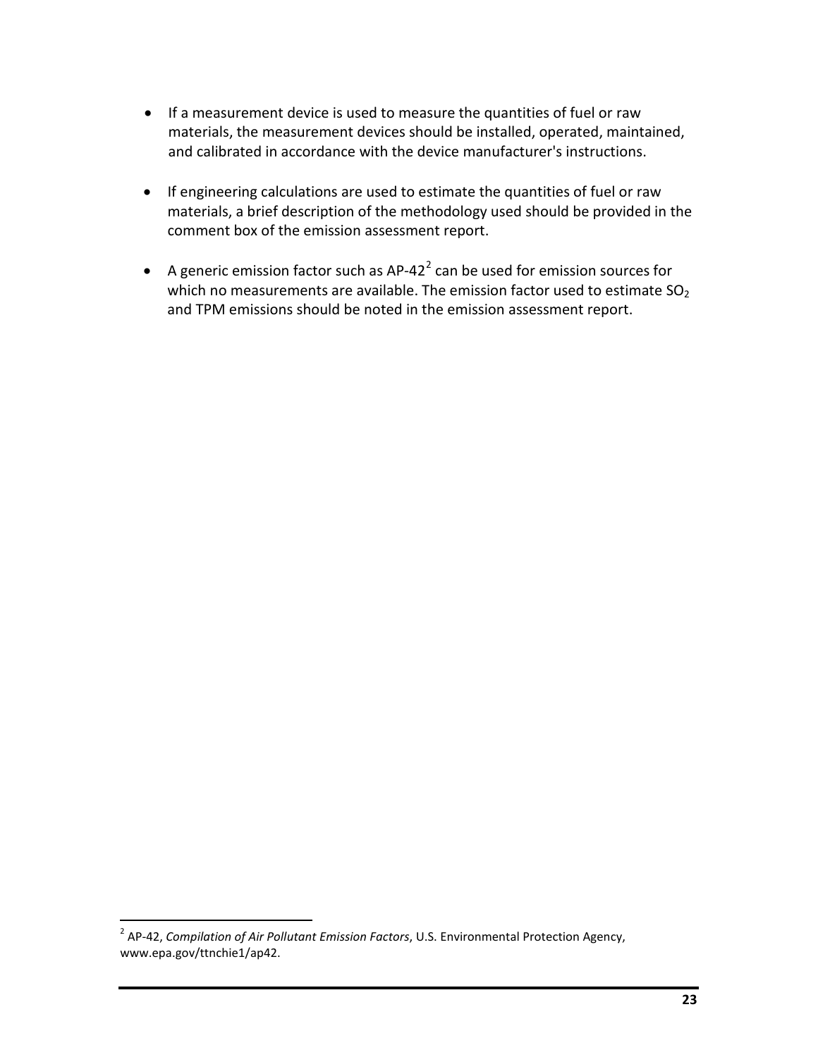- If a measurement device is used to measure the quantities of fuel or raw materials, the measurement devices should be installed, operated, maintained, and calibrated in accordance with the device manufacturer's instructions.

- If engineering calculations are used to estimate the quantities of fuel or raw materials, a brief description of the methodology used should be provided in the comment box of the emission assessment report.

- A generic emission factor such as AP-42[2] can be used for emission sources for which no measurements are available. The emission factor used to estimate $SO_2$ and TPM emissions should be noted in the emission assessment report.

[2] AP-42, *Compilation of Air Pollutant Emission Factors*, U.S. Environmental Protection Agency, www.epa.gov/ttnchie1/ap42.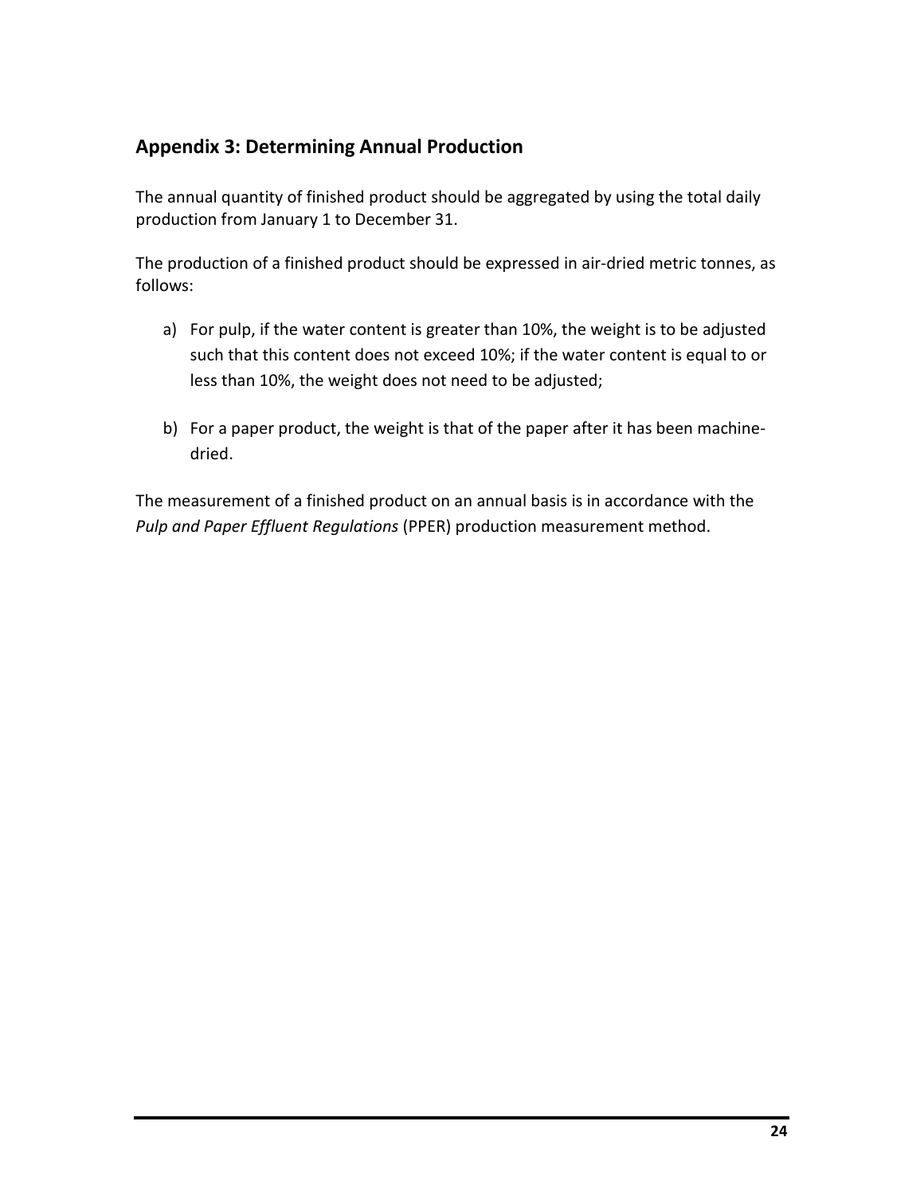## Appendix 3: Determining Annual Production

The annual quantity of finished product should be aggregated by using the total daily production from January 1 to December 31.

The production of a finished product should be expressed in air-dried metric tonnes, as follows:

a) For pulp, if the water content is greater than 10%, the weight is to be adjusted such that this content does not exceed 10%; if the water content is equal to or less than 10%, the weight does not need to be adjusted;

b) For a paper product, the weight is that of the paper after it has been machine-dried.

The measurement of a finished product on an annual basis is in accordance with the *Pulp and Paper Effluent Regulations* (PPER) production measurement method.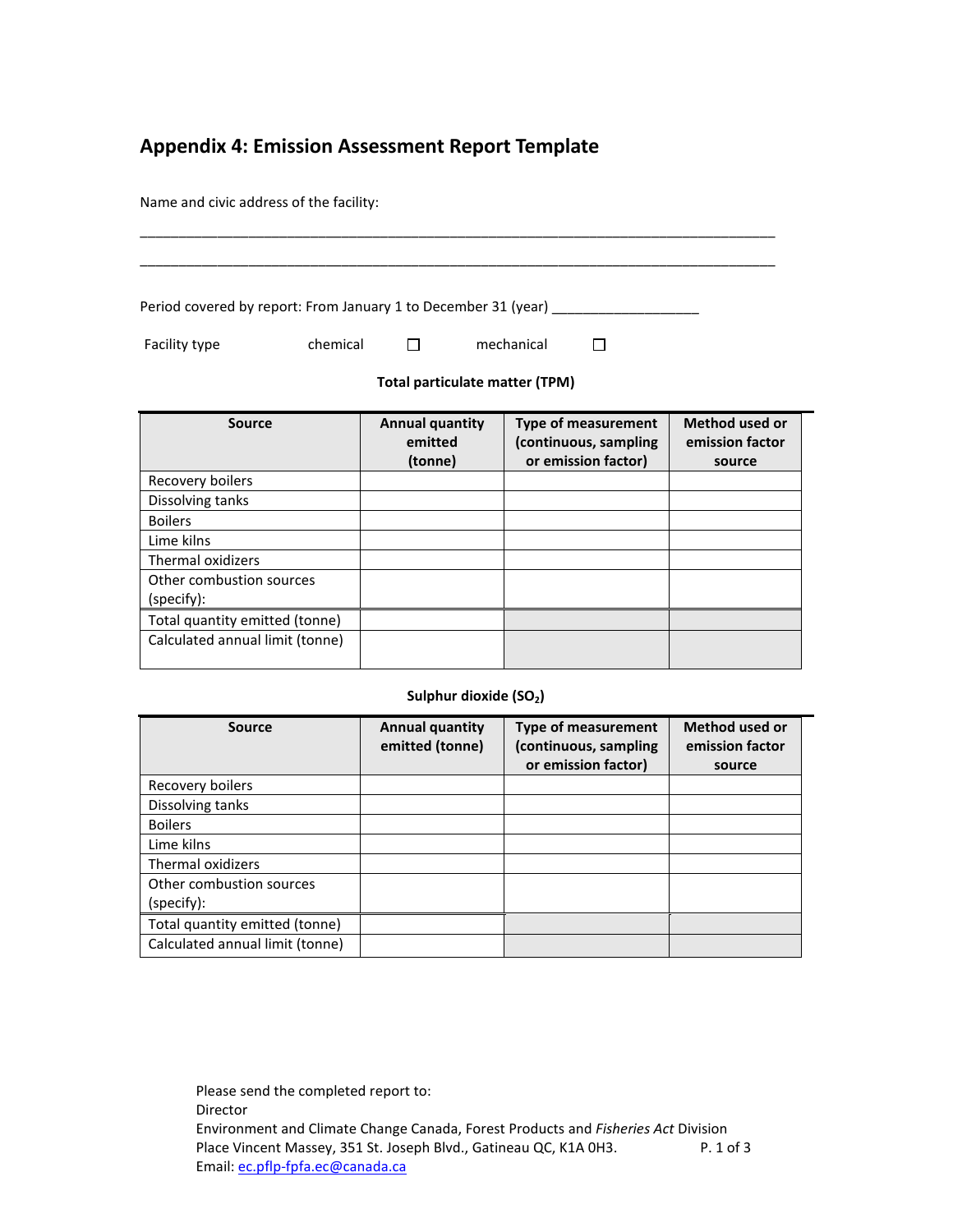## Appendix 4: Emission Assessment Report Template

Name and civic address of the facility:

\_\_\_\_\_\_\_\_\_\_\_\_\_\_\_\_\_\_\_\_\_\_\_\_\_\_\_\_\_\_\_\_\_\_\_\_\_\_\_\_\_\_\_\_\_\_\_\_\_\_\_\_\_\_\_\_\_\_\_\_\_\_\_\_\_\_\_\_\_\_\_\_\_\_\_\_\_\_

\_\_\_\_\_\_\_\_\_\_\_\_\_\_\_\_\_\_\_\_\_\_\_\_\_\_\_\_\_\_\_\_\_\_\_\_\_\_\_\_\_\_\_\_\_\_\_\_\_\_\_\_\_\_\_\_\_\_\_\_\_\_\_\_\_\_\_\_\_\_\_\_\_\_\_\_\_\_

Period covered by report: From January 1 to December 31 (year) \_\_\_\_\_\_\_\_\_\_\_\_\_\_\_\_\_\_\_

Facility type chemical ☐ mechanical ☐

**Total particulate matter (TPM)**

| Source | Annual quantity emitted (tonne) | Type of measurement (continuous, sampling or emission factor) | Method used or emission factor source |
|---|---|---|---|
| Recovery boilers | | | |
| Dissolving tanks | | | |
| Boilers | | | |
| Lime kilns | | | |
| Thermal oxidizers | | | |
| Other combustion sources (specify): | | | |
| Total quantity emitted (tonne) | | | |
| Calculated annual limit (tonne) | | | |

**Sulphur dioxide ($SO_2$)**

| Source | Annual quantity emitted (tonne) | Type of measurement (continuous, sampling or emission factor) | Method used or emission factor source |
|---|---|---|---|
| Recovery boilers | | | |
| Dissolving tanks | | | |
| Boilers | | | |
| Lime kilns | | | |
| Thermal oxidizers | | | |
| Other combustion sources (specify): | | | |
| Total quantity emitted (tonne) | | | |
| Calculated annual limit (tonne) | | | |

Please send the completed report to:
Director
Environment and Climate Change Canada, Forest Products and *Fisheries Act* Division
Place Vincent Massey, 351 St. Joseph Blvd., Gatineau QC, K1A 0H3.
Email: ec.pflp-fpfa.ec@canada.ca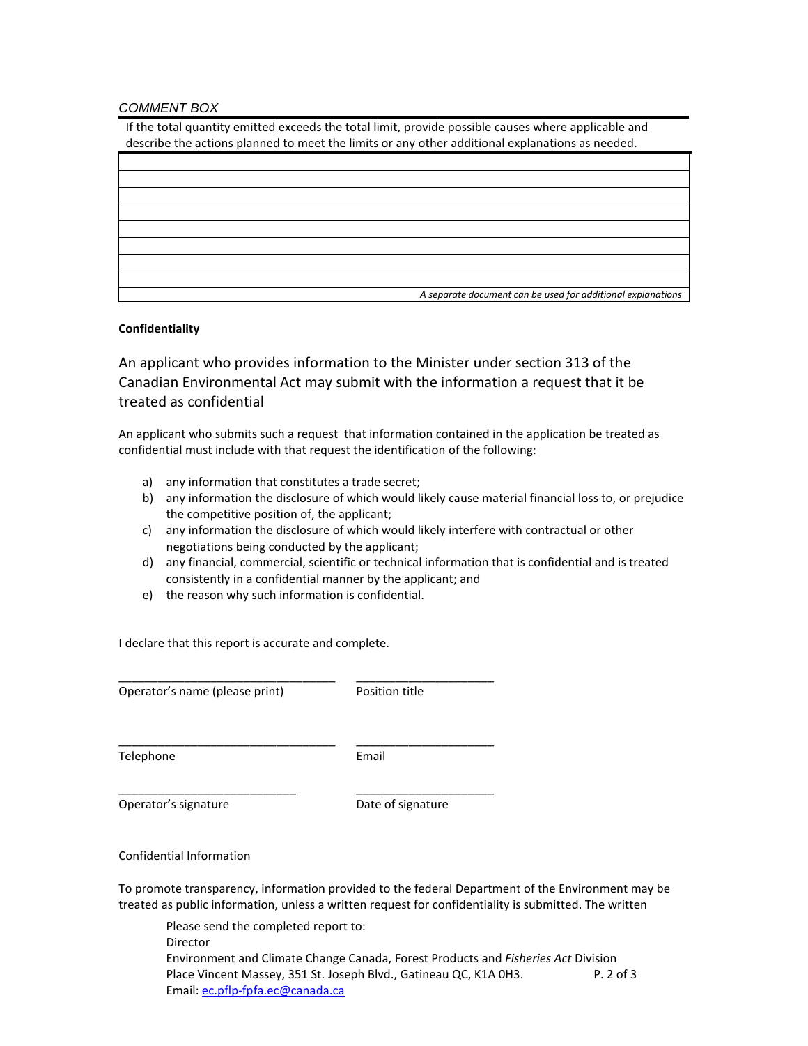*COMMENT BOX*

| If the total quantity emitted exceeds the total limit, provide possible causes where applicable and describe the actions planned to meet the limits or any other additional explanations as needed. |
| --- |
| |
| |
| |
| |
| |
| |
| |
| |
| *A separate document can be used for additional explanations* |

**Confidentiality**

An applicant who provides information to the Minister under section 313 of the Canadian Environmental Act may submit with the information a request that it be treated as confidential

An applicant who submits such a request that information contained in the application be treated as confidential must include with that request the identification of the following:

a) any information that constitutes a trade secret;
b) any information the disclosure of which would likely cause material financial loss to, or prejudice the competitive position of, the applicant;
c) any information the disclosure of which would likely interfere with contractual or other negotiations being conducted by the applicant;
d) any financial, commercial, scientific or technical information that is confidential and is treated consistently in a confidential manner by the applicant; and
e) the reason why such information is confidential.

I declare that this report is accurate and complete.

\_\_\_\_\_\_\_\_\_\_\_\_\_\_\_\_\_\_\_\_\_\_\_\_\_\_\_\_\_\_\_\_\_ \_\_\_\_\_\_\_\_\_\_\_\_\_\_\_\_\_\_\_\_\_
Operator's name (please print) Position title

\_\_\_\_\_\_\_\_\_\_\_\_\_\_\_\_\_\_\_\_\_\_\_\_\_\_\_\_\_\_\_\_\_ \_\_\_\_\_\_\_\_\_\_\_\_\_\_\_\_\_\_\_\_\_
Telephone Email

\_\_\_\_\_\_\_\_\_\_\_\_\_\_\_\_\_\_\_\_\_\_\_\_\_\_\_ \_\_\_\_\_\_\_\_\_\_\_\_\_\_\_\_\_\_\_\_\_
Operator's signature Date of signature

Confidential Information

To promote transparency, information provided to the federal Department of the Environment may be treated as public information, unless a written request for confidentiality is submitted. The written

Please send the completed report to:
Director
Environment and Climate Change Canada, Forest Products and *Fisheries Act* Division
Place Vincent Massey, 351 St. Joseph Blvd., Gatineau QC, K1A 0H3.
Email: ec.pflp-fpfa.ec@canada.ca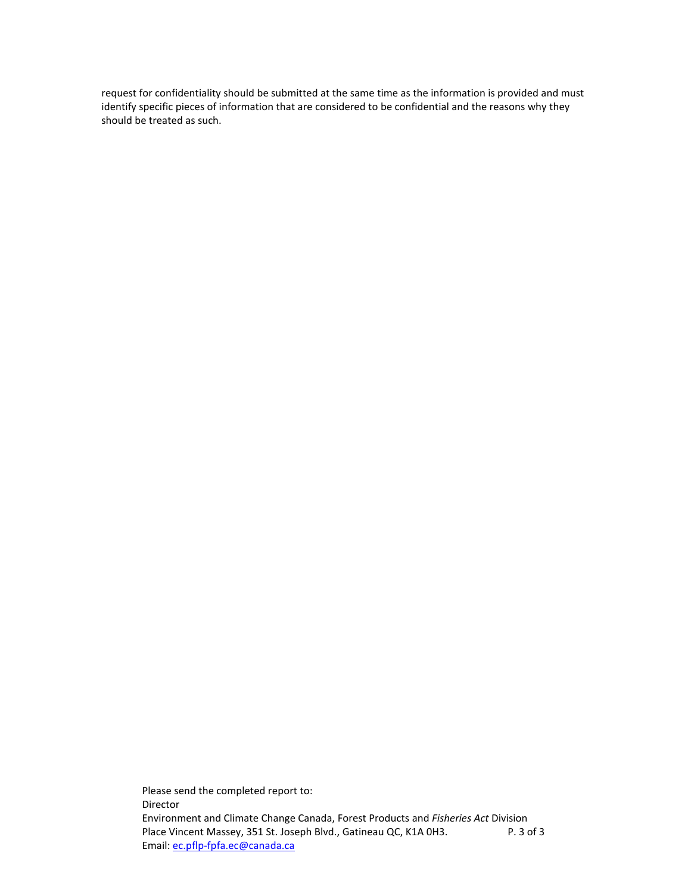request for confidentiality should be submitted at the same time as the information is provided and must identify specific pieces of information that are considered to be confidential and the reasons why they should be treated as such.

Please send the completed report to:
Director
Environment and Climate Change Canada, Forest Products and *Fisheries Act* Division
Place Vincent Massey, 351 St. Joseph Blvd., Gatineau QC, K1A 0H3.
Email: ec.pflp-fpfa.ec@canada.ca